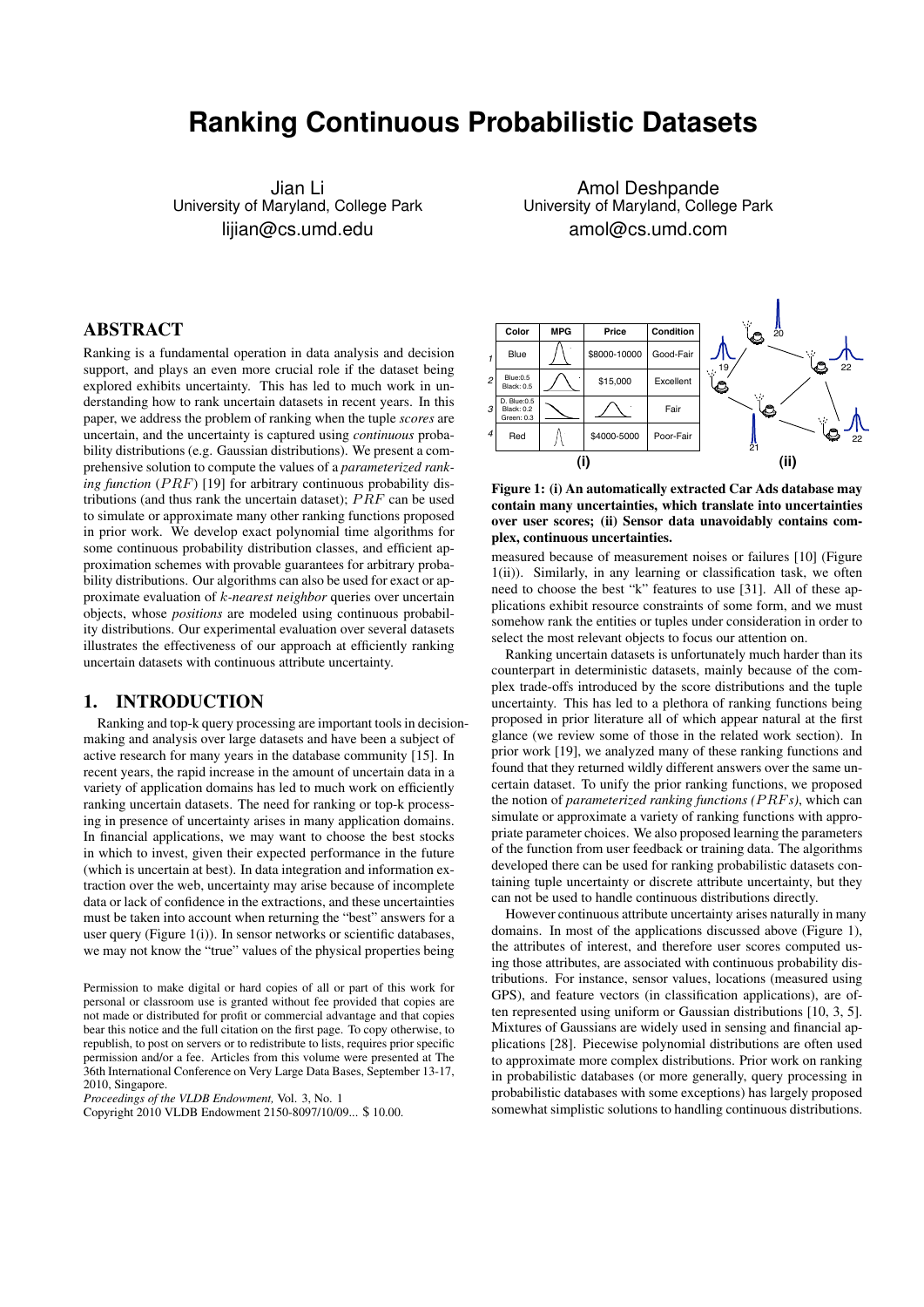# Ranking Continuous Probabilistic Datasets

Jian Li
University of Maryland, College Park
lijian@cs.umd.edu

Amol Deshpande
University of Maryland, College Park
amol@cs.umd.com

## ABSTRACT

Ranking is a fundamental operation in data analysis and decision support, and plays an even more crucial role if the dataset being explored exhibits uncertainty. This has led to much work in understanding how to rank uncertain datasets in recent years. In this paper, we address the problem of ranking when the tuple *scores* are uncertain, and the uncertainty is captured using *continuous* probability distributions (e.g. Gaussian distributions). We present a comprehensive solution to compute the values of a *parameterized ranking function* ($PRF$) [19] for arbitrary continuous probability distributions (and thus rank the uncertain dataset); $PRF$ can be used to simulate or approximate many other ranking functions proposed in prior work. We develop exact polynomial time algorithms for some continuous probability distribution classes, and efficient approximation schemes with provable guarantees for arbitrary probability distributions. Our algorithms can also be used for exact or approximate evaluation of $k$-*nearest neighbor* queries over uncertain objects, whose *positions* are modeled using continuous probability distributions. Our experimental evaluation over several datasets illustrates the effectiveness of our approach at efficiently ranking uncertain datasets with continuous attribute uncertainty.

## 1. INTRODUCTION

Ranking and top-k query processing are important tools in decision-making and analysis over large datasets and have been a subject of active research for many years in the database community [15]. In recent years, the rapid increase in the amount of uncertain data in a variety of application domains has led to much work on efficiently ranking uncertain datasets. The need for ranking or top-k processing in presence of uncertainty arises in many application domains. In financial applications, we may want to choose the best stocks in which to invest, given their expected performance in the future (which is uncertain at best). In data integration and information extraction over the web, uncertainty may arise because of incomplete data or lack of confidence in the extractions, and these uncertainties must be taken into account when returning the "best" answers for a user query (Figure 1(i)). In sensor networks or scientific databases, we may not know the "true" values of the physical properties being measured because of measurement noises or failures [10] (Figure 1(ii)). Similarly, in any learning or classification task, we often need to choose the best "k" features to use [31]. All of these applications exhibit resource constraints of some form, and we must somehow rank the entities or tuples under consideration in order to select the most relevant objects to focus our attention on.

|  | Color | MPG | Price | Condition |
|---|---|---|---|---|
| 1 | Blue | | $8000-10000 | Good-Fair |
| 2 | Blue:0.5 Black: 0.5 | | $15,000 | Excellent |
| 3 | D. Blue:0.5 Black: 0.2 Green: 0.3 | | | Fair |
| 4 | Red | | $4000-5000 | Poor-Fair |

**Figure 1: (i) An automatically extracted Car Ads database may contain many uncertainties, which translate into uncertainties over user scores; (ii) Sensor data unavoidably contains complex, continuous uncertainties.**

Ranking uncertain datasets is unfortunately much harder than its counterpart in deterministic datasets, mainly because of the complex trade-offs introduced by the score distributions and the tuple uncertainty. This has led to a plethora of ranking functions being proposed in prior literature all of which appear natural at the first glance (we review some of those in the related work section). In prior work [19], we analyzed many of these ranking functions and found that they returned wildly different answers over the same uncertain dataset. To unify the prior ranking functions, we proposed the notion of *parameterized ranking functions ($PRFs$)*, which can simulate or approximate a variety of ranking functions with appropriate parameter choices. We also proposed learning the parameters of the function from user feedback or training data. The algorithms developed there can be used for ranking probabilistic datasets containing tuple uncertainty or discrete attribute uncertainty, but they can not be used to handle continuous distributions directly.

However continuous attribute uncertainty arises naturally in many domains. In most of the applications discussed above (Figure 1), the attributes of interest, and therefore user scores computed using those attributes, are associated with continuous probability distributions. For instance, sensor values, locations (measured using GPS), and feature vectors (in classification applications), are often represented using uniform or Gaussian distributions [10, 3, 5]. Mixtures of Gaussians are widely used in sensing and financial applications [28]. Piecewise polynomial distributions are often used to approximate more complex distributions. Prior work on ranking in probabilistic databases (or more generally, query processing in probabilistic databases with some exceptions) has largely proposed somewhat simplistic solutions to handling continuous distributions.

Permission to make digital or hard copies of all or part of this work for personal or classroom use is granted without fee provided that copies are not made or distributed for profit or commercial advantage and that copies bear this notice and the full citation on the first page. To copy otherwise, to republish, to post on servers or to redistribute to lists, requires prior specific permission and/or a fee. Articles from this volume were presented at The 36th International Conference on Very Large Data Bases, September 13-17, 2010, Singapore.
*Proceedings of the VLDB Endowment,* Vol. 3, No. 1
Copyright 2010 VLDB Endowment 2150-8097/10/09... $ 10.00.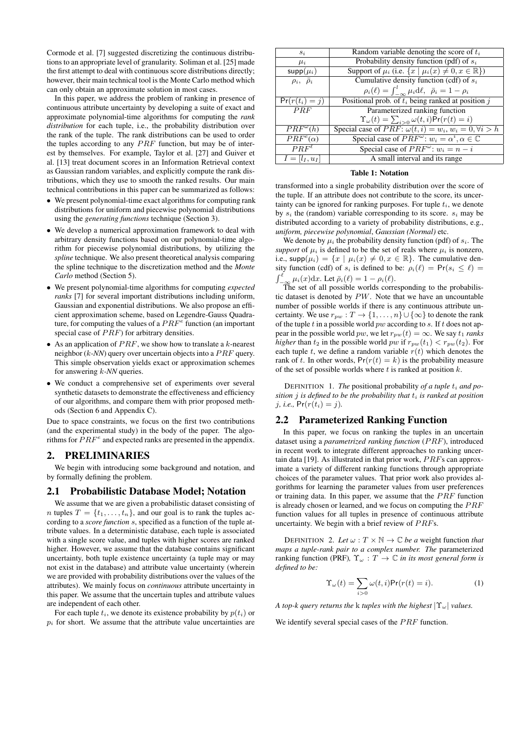Cormode et al. [7] suggested discretizing the continuous distributions to an appropriate level of granularity. Soliman et al. [25] made the first attempt to deal with continuous score distributions directly; however, their main technical tool is the Monte Carlo method which can only obtain an approximate solution in most cases.

In this paper, we address the problem of ranking in presence of continuous attribute uncertainty by developing a suite of exact and approximate polynomial-time algorithms for computing the *rank distribution* for each tuple, i.e., the probability distribution over the rank of the tuple. The rank distributions can be used to order the tuples according to any $PRF$ function, but may be of interest by themselves. For example, Taylor et al. [27] and Guiver et al. [13] treat document scores in an Information Retrieval context as Gaussian random variables, and explicitly compute the rank distributions, which they use to smooth the ranked results. Our main technical contributions in this paper can be summarized as follows:

- We present polynomial-time exact algorithms for computing rank distributions for uniform and piecewise polynomial distributions using the *generating functions* technique (Section 3).
- We develop a numerical approximation framework to deal with arbitrary density functions based on our polynomial-time algorithm for piecewise polynomial distributions, by utilizing the *spline* technique. We also present theoretical analysis comparing the spline technique to the discretization method and the *Monte Carlo* method (Section 5).
- We present polynomial-time algorithms for computing *expected ranks* [7] for several important distributions including uniform, Gaussian and exponential distributions. We also propose an efficient approximation scheme, based on Legendre-Gauss Quadrature, for computing the values of a $PRF^e$ function (an important special case of $PRF$) for arbitrary densities.
- As an application of $PRF$, we show how to translate a $k$-nearest neighbor ($k$-*NN*) query over uncertain objects into a $PRF$ query. This simple observation yields exact or approximation schemes for answering $k$-*NN* queries.
- We conduct a comprehensive set of experiments over several synthetic datasets to demonstrate the effectiveness and efficiency of our algorithms, and compare them with prior proposed methods (Section 6 and Appendix C).

Due to space constraints, we focus on the first two contributions (and the experimental study) in the body of the paper. The algorithms for $PRF^e$ and expected ranks are presented in the appendix.

## 2. PRELIMINARIES

We begin with introducing some background and notation, and by formally defining the problem.

### 2.1 Probabilistic Database Model; Notation

We assume that we are given a probabilistic dataset consisting of $n$ tuples $T = \{t_1, \ldots, t_n\}$, and our goal is to rank the tuples according to a *score function* $s$, specified as a function of the tuple attribute values. In a deterministic database, each tuple is associated with a single score value, and tuples with higher scores are ranked higher. However, we assume that the database contains significant uncertainty, both tuple existence uncertainty (a tuple may or may not exist in the database) and attribute value uncertainty (wherein we are provided with probability distributions over the values of the attributes). We mainly focus on *continuous* attribute uncertainty in this paper. We assume that the uncertain tuples and attribute values are independent of each other.

For each tuple $t_i$, we denote its existence probability by $p(t_i)$ or $p_i$ for short. We assume that the attribute value uncertainties are transformed into a single probability distribution over the score of the tuple. If an attribute does not contribute to the score, its uncertainty can be ignored for ranking purposes. For tuple $t_i$, we denote by $s_i$ the (random) variable corresponding to its score. $s_i$ may be distributed according to a variety of probability distributions, e.g., *uniform, piecewise polynomial*, *Gaussian (Normal)* etc.

| $s_i$ | Random variable denoting the score of $t_i$ |
|---|---|
| $\mu_i$ | Probability density function (pdf) of $s_i$ |
| $\mathsf{supp}(\mu_i)$ | Support of $\mu_i$ (i.e. $\{x \mid \mu_i(x) \neq 0, x \in \mathbb{R}\}$) |
| $\rho_i,\ \bar{\rho}_i$ | Cumulative density function (cdf) of $s_i$ $\rho_i(\ell) = \int_{-\infty}^{l} \mu_i \mathrm{d}\ell,\ \bar{\rho}_i = 1 - \rho_i$ |
| $\Pr(r(t_i) = j)$ | Positional prob. of $t_i$ being ranked at position $j$ |
| $PRF$ | Parameterized ranking function $\Upsilon_\omega(t) = \sum_{i>0} \omega(t,i)\Pr(r(t) = i)$ |
| $PRF^\omega(h)$ | Special case of $PRF$: $\omega(t,i) = w_i, w_i = 0, \forall i > h$ |
| $PRF^e(\alpha)$ | Special case of $PRF^\omega$: $w_i = \alpha^i, \alpha \in \mathbb{C}$ |
| $PRF^\ell$ | Special case of $PRF^\omega$: $w_i = n - i$ |
| $I = [l_I, u_I]$ | A small interval and its range |

**Table 1: Notation**

We denote by $\mu_i$ the probability density function (pdf) of $s_i$. The *support* of $\mu_i$ is defined to be the set of reals where $\mu_i$ is nonzero, i.e., $\mathsf{supp}(\mu_i) = \{x \mid \mu_i(x) \neq 0, x \in \mathbb{R}\}$. The cumulative density function (cdf) of $s_i$ is defined to be: $\rho_i(\ell) = \Pr(s_i \leq \ell) = \int_{-\infty}^{\ell} \mu_i(x)\mathrm{d}x$. Let $\bar{\rho}_i(\ell) = 1 - \rho_i(\ell)$.

The set of all possible worlds corresponding to the probabilistic dataset is denoted by $PW$. Note that we have an uncountable number of possible worlds if there is any continuous attribute uncertainty. We use $r_{pw} : T \to \{1, \ldots, n\} \cup \{\infty\}$ to denote the rank of the tuple $t$ in a possible world $pw$ according to $s$. If $t$ does not appear in the possible world $pw$, we let $r_{pw}(t) = \infty$. We say $t_1$ *ranks higher* than $t_2$ in the possible world $pw$ if $r_{pw}(t_1) < r_{pw}(t_2)$. For each tuple $t$, we define a random variable $r(t)$ which denotes the rank of $t$. In other words, $\Pr(r(t) = k)$ is the probability measure of the set of possible worlds where $t$ is ranked at position $k$.

DEFINITION 1. *The* positional probability *of a tuple $t_i$ and position $j$ is defined to be the probability that $t_i$ is ranked at position $j$, i.e.,* $\Pr(r(t_i) = j)$.

### 2.2 Parameterized Ranking Function

In this paper, we focus on ranking the tuples in an uncertain dataset using a *parametrized ranking function* ($PRF$), introduced in recent work to integrate different approaches to ranking uncertain data [19]. As illustrated in that prior work, $PRF$s can approximate a variety of different ranking functions through appropriate choices of the parameter values. That prior work also provides algorithms for learning the parameter values from user preferences or training data. In this paper, we assume that the $PRF$ function is already chosen or learned, and we focus on computing the $PRF$ function values for all tuples in presence of continuous attribute uncertainty. We begin with a brief review of $PRF$s.

DEFINITION 2. *Let $\omega : T \times \mathbb{N} \to \mathbb{C}$ be a* weight function *that maps a tuple-rank pair to a complex number. The* parameterized ranking function (PRF)*, $\Upsilon_\omega : T \to \mathbb{C}$ in its most general form is defined to be:*

$$\Upsilon_\omega(t) = \sum_{i>0} \omega(t,i)\Pr(r(t) = i). \qquad (1)$$

*A top-k query returns the* k *tuples with the highest $|\Upsilon_\omega|$ values.*

We identify several special cases of the $PRF$ function.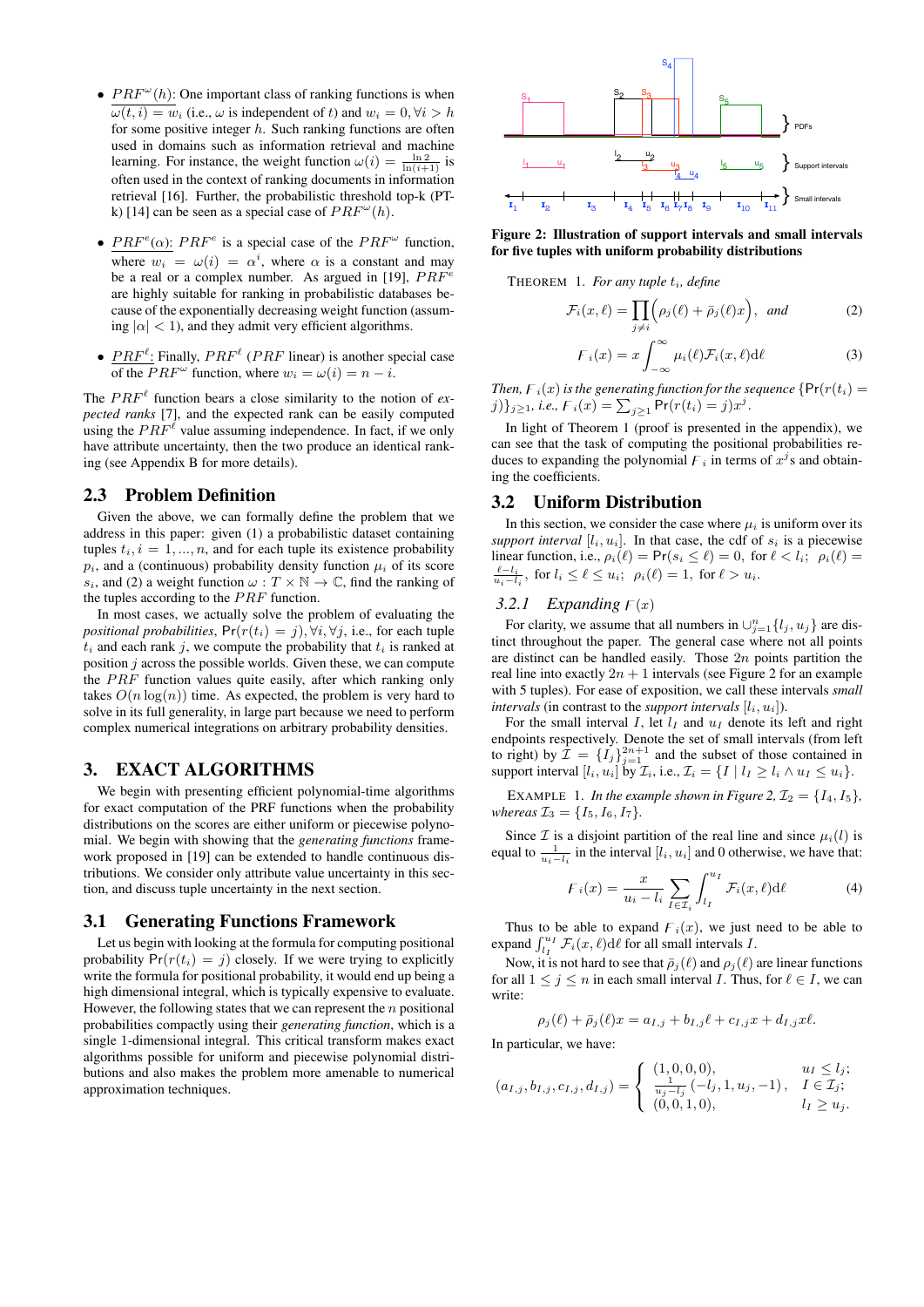- $PRF^\omega(h)$: One important class of ranking functions is when $\omega(t,i) = w_i$ (i.e., $\omega$ is independent of $t$) and $w_i = 0, \forall i > h$ for some positive integer $h$. Such ranking functions are often used in domains such as information retrieval and machine learning. For instance, the weight function $\omega(i) = \frac{\ln 2}{\ln(i+1)}$ is often used in the context of ranking documents in information retrieval [16]. Further, the probabilistic threshold top-k (PT-k) [14] can be seen as a special case of $PRF^\omega(h)$.

- $PRF^e(\alpha)$: $PRF^e$ is a special case of the $PRF^\omega$ function, where $w_i = \omega(i) = \alpha^i$, where $\alpha$ is a constant and may be a real or a complex number. As argued in [19], $PRF^e$ are highly suitable for ranking in probabilistic databases because of the exponentially decreasing weight function (assuming $|\alpha| < 1$), and they admit very efficient algorithms.

- $PRF^\ell$: Finally, $PRF^\ell$ ($PRF$ linear) is another special case of the $PRF^\omega$ function, where $w_i = \omega(i) = n - i$.

The $PRF^\ell$ function bears a close similarity to the notion of *expected ranks* [7], and the expected rank can be easily computed using the $PRF^\ell$ value assuming independence. In fact, if we only have attribute uncertainty, then the two produce an identical ranking (see Appendix B for more details).

## 2.3 Problem Definition

Given the above, we can formally define the problem that we address in this paper: given (1) a probabilistic dataset containing tuples $t_i, i = 1, ..., n$, and for each tuple its existence probability $p_i$, and a (continuous) probability density function $\mu_i$ of its score $s_i$, and (2) a weight function $\omega : T \times \mathbb{N} \rightarrow \mathbb{C}$, find the ranking of the tuples according to the $PRF$ function.

In most cases, we actually solve the problem of evaluating the *positional probabilities*, $\Pr(r(t_i) = j), \forall i, \forall j$, i.e., for each tuple $t_i$ and each rank $j$, we compute the probability that $t_i$ is ranked at position $j$ across the possible worlds. Given these, we can compute the $PRF$ function values quite easily, after which ranking only takes $O(n\log(n))$ time. As expected, the problem is very hard to solve in its full generality, in large part because we need to perform complex numerical integrations on arbitrary probability densities.

# 3. EXACT ALGORITHMS

We begin with presenting efficient polynomial-time algorithms for exact computation of the PRF functions when the probability distributions on the scores are either uniform or piecewise polynomial. We begin with showing that the *generating functions* framework proposed in [19] can be extended to handle continuous distributions. We consider only attribute value uncertainty in this section, and discuss tuple uncertainty in the next section.

## 3.1 Generating Functions Framework

Let us begin with looking at the formula for computing positional probability $\Pr(r(t_i) = j)$ closely. If we were trying to explicitly write the formula for positional probability, it would end up being a high dimensional integral, which is typically expensive to evaluate. However, the following states that we can represent the $n$ positional probabilities compactly using their *generating function*, which is a single 1-dimensional integral. This critical transform makes exact algorithms possible for uniform and piecewise polynomial distributions and also makes the problem more amenable to numerical approximation techniques.

**Figure 2: Illustration of support intervals and small intervals for five tuples with uniform probability distributions**

THEOREM 1. *For any tuple $t_i$, define*

$$\mathcal{F}_i(x,\ell) = \prod_{j \neq i}\Big(\rho_j(\ell) + \bar{\rho}_j(\ell)x\Big), \quad \textit{and} \tag{2}$$

$$\digamma_i(x) = x\int_{-\infty}^{\infty} \mu_i(\ell)\mathcal{F}_i(x,\ell)\mathrm{d}\ell \tag{3}$$

*Then, $\digamma_i(x)$ is the generating function for the sequence $\{\Pr(r(t_i) = j)\}_{j\geq 1}$, i.e., $\digamma_i(x) = \sum_{j\geq 1}\Pr(r(t_i) = j)x^j$.*

In light of Theorem 1 (proof is presented in the appendix), we can see that the task of computing the positional probabilities reduces to expanding the polynomial $\digamma_i$ in terms of $x^j$s and obtaining the coefficients.

## 3.2 Uniform Distribution

In this section, we consider the case where $\mu_i$ is uniform over its *support interval* $[l_i, u_i]$. In that case, the cdf of $s_i$ is a piecewise linear function, i.e., $\rho_i(\ell) = \Pr(s_i \leq \ell) = 0$, for $\ell < l_i$; $\rho_i(\ell) = \frac{\ell - l_i}{u_i - l_i}$, for $l_i \leq \ell \leq u_i$; $\rho_i(\ell) = 1$, for $\ell > u_i$.

### 3.2.1 Expanding $\digamma(x)$

For clarity, we assume that all numbers in $\cup_{j=1}^{n}\{l_j, u_j\}$ are distinct throughout the paper. The general case where not all points are distinct can be handled easily. Those $2n$ points partition the real line into exactly $2n+1$ intervals (see Figure 2 for an example with 5 tuples). For ease of exposition, we call these intervals *small intervals* (in contrast to the *support intervals* $[l_i, u_i]$).

For the small interval $I$, let $l_I$ and $u_I$ denote its left and right endpoints respectively. Denote the set of small intervals (from left to right) by $\mathcal{I} = \{I_j\}_{j=1}^{2n+1}$ and the subset of those contained in support interval $[l_i, u_i]$ by $\mathcal{I}_i$, i.e., $\mathcal{I}_i = \{I \mid l_I \geq l_i \wedge u_I \leq u_i\}$.

EXAMPLE 1. *In the example shown in Figure 2, $\mathcal{I}_2 = \{I_4, I_5\}$, whereas $\mathcal{I}_3 = \{I_5, I_6, I_7\}$.*

Since $\mathcal{I}$ is a disjoint partition of the real line and since $\mu_i(l)$ is equal to $\frac{1}{u_i - l_i}$ in the interval $[l_i, u_i]$ and 0 otherwise, we have that:

$$\digamma_i(x) = \frac{x}{u_i - l_i}\sum_{I\in\mathcal{I}_i}\int_{l_I}^{u_I}\mathcal{F}_i(x,\ell)\mathrm{d}\ell \tag{4}$$

Thus to be able to expand $\digamma_i(x)$, we just need to be able to expand $\int_{l_I}^{u_I}\mathcal{F}_i(x,\ell)\mathrm{d}\ell$ for all small intervals $I$.

Now, it is not hard to see that $\bar{\rho}_j(\ell)$ and $\rho_j(\ell)$ are linear functions for all $1 \leq j \leq n$ in each small interval $I$. Thus, for $\ell \in I$, we can write:

$$\rho_j(\ell) + \bar{\rho}_j(\ell)x = a_{I,j} + b_{I,j}\ell + c_{I,j}x + d_{I,j}x\ell.$$

In particular, we have:

$$(a_{I,j}, b_{I,j}, c_{I,j}, d_{I,j}) = \begin{cases} (1,0,0,0), & u_I \leq l_j; \\ \frac{1}{u_j - l_j}(-l_j, 1, u_j, -1), & I \in \mathcal{I}_j; \\ (0,0,1,0), & l_I \geq u_j. \end{cases}$$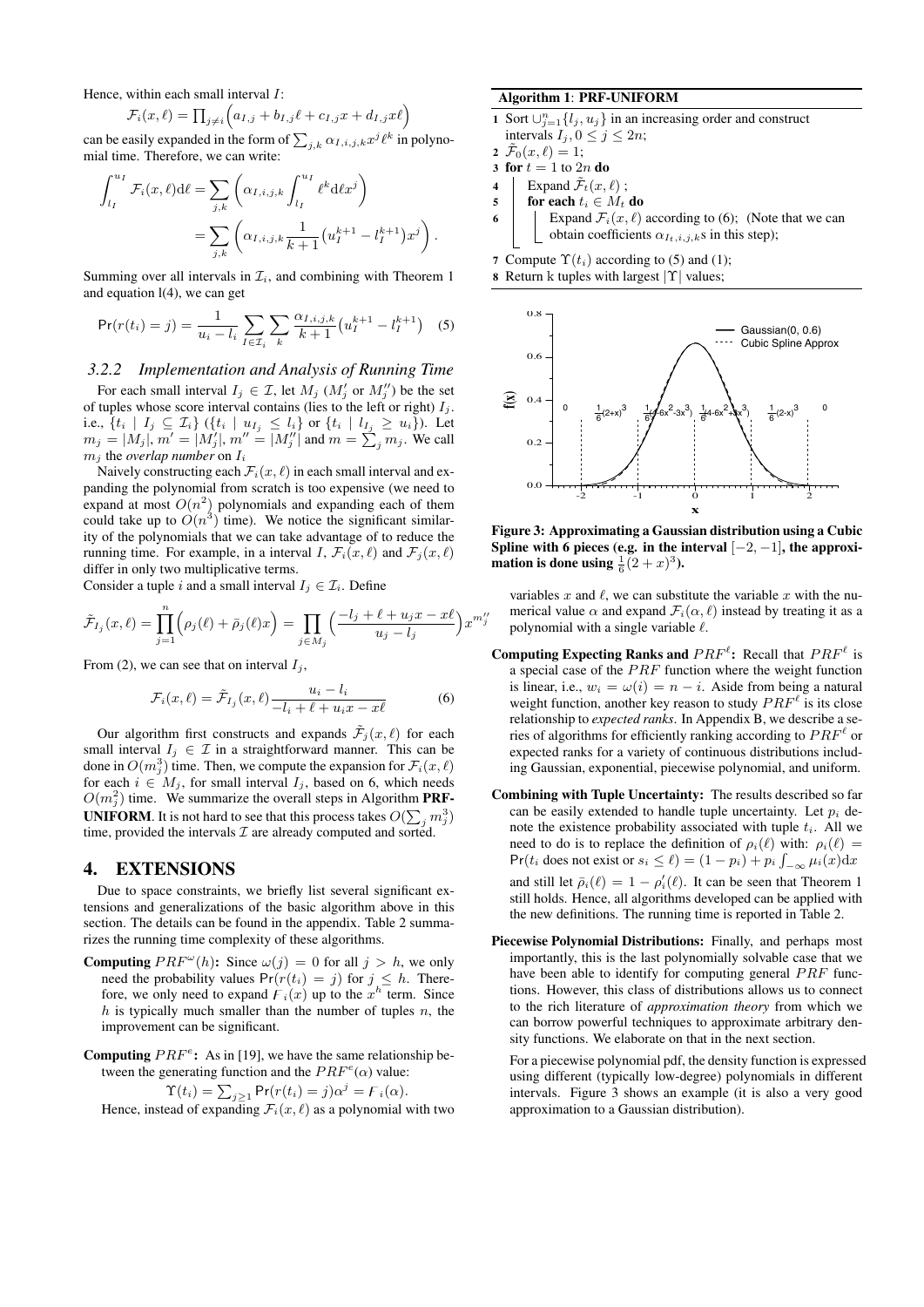Hence, within each small interval $I$:

$$\mathcal{F}_i(x,\ell) = \prod_{j \neq i} \Big( a_{I,j} + b_{I,j}\ell + c_{I,j}x + d_{I,j}x\ell \Big)$$

can be easily expanded in the form of $\sum_{j,k} \alpha_{I,i,j,k} x^j \ell^k$ in polynomial time. Therefore, we can write:

$$\int_{l_I}^{u_I} \mathcal{F}_i(x,\ell)\mathrm{d}\ell = \sum_{j,k} \left( \alpha_{I,i,j,k} \int_{l_I}^{u_I} \ell^k \mathrm{d}\ell x^j \right) = \sum_{j,k} \left( \alpha_{I,i,j,k} \frac{1}{k+1}\big(u_I^{k+1} - l_I^{k+1}\big) x^j \right).$$

Summing over all intervals in $\mathcal{I}_i$, and combining with Theorem 1 and equation l(4), we can get

$$\Pr(r(t_i) = j) = \frac{1}{u_i - l_i} \sum_{I \in \mathcal{I}_i} \sum_k \frac{\alpha_{I,i,j,k}}{k+1}\big(u_I^{k+1} - l_I^{k+1}\big) \quad (5)$$

### 3.2.2 Implementation and Analysis of Running Time

For each small interval $I_j \in \mathcal{I}$, let $M_j$ ($M_j'$ or $M_j''$) be the set of tuples whose score interval contains (lies to the left or right) $I_j$. i.e., $\{t_i \mid I_j \subseteq \mathcal{I}_i\}$ ($\{t_i \mid u_{I_j} \leq l_i\}$ or $\{t_i \mid l_{I_j} \geq u_i\}$). Let $m_j = |M_j|$, $m' = |M_j'|$, $m'' = |M_j''|$ and $m = \sum_j m_j$. We call $m_j$ the *overlap number* on $I_i$

Naively constructing each $\mathcal{F}_i(x,\ell)$ in each small interval and expanding the polynomial from scratch is too expensive (we need to expand at most $O(n^2)$ polynomials and expanding each of them could take up to $O(n^3)$ time). We notice the significant similarity of the polynomials that we can take advantage of to reduce the running time. For example, in a interval $I$, $\mathcal{F}_i(x,\ell)$ and $\mathcal{F}_j(x,\ell)$ differ in only two multiplicative terms.

Consider a tuple $i$ and a small interval $I_j \in \mathcal{I}_i$. Define

$$\tilde{\mathcal{F}}_{I_j}(x,\ell) = \prod_{j=1}^{n} \Big(\rho_j(\ell) + \bar{\rho}_j(\ell)x\Big) = \prod_{j \in M_j} \Big( \frac{-l_j + \ell + u_j x - x\ell}{u_j - l_j} \Big) x^{m_j''}$$

From (2), we can see that on interval $I_j$,

$$\mathcal{F}_i(x,\ell) = \tilde{\mathcal{F}}_{I_j}(x,\ell) \frac{u_i - l_i}{-l_i + \ell + u_i x - x\ell} \quad (6)$$

Our algorithm first constructs and expands $\tilde{\mathcal{F}}_j(x,\ell)$ for each small interval $I_j \in \mathcal{I}$ in a straightforward manner. This can be done in $O(m_j^3)$ time. Then, we compute the expansion for $\mathcal{F}_i(x,\ell)$ for each $i \in M_j$, for small interval $I_j$, based on 6, which needs $O(m_j^2)$ time. We summarize the overall steps in Algorithm **PRF-UNIFORM**. It is not hard to see that this process takes $O(\sum_j m_j^3)$ time, provided the intervals $\mathcal{I}$ are already computed and sorted.

**Algorithm 1**: **PRF-UNIFORM**

```
1 Sort ∪_{j=1}^n {l_j, u_j} in an increasing order and construct
  intervals I_j, 0 ≤ j ≤ 2n;
2 F̃_0(x, ℓ) = 1;
3 for t = 1 to 2n do
4     Expand F̃_t(x, ℓ) ;
5     for each t_i ∈ M_t do
6         Expand F_i(x, ℓ) according to (6); (Note that we can
          obtain coefficients α_{I_t,i,j,k}s in this step);
7 Compute Υ(t_i) according to (5) and (1);
8 Return k tuples with largest |Υ| values;
```

**Figure 3: Approximating a Gaussian distribution using a Cubic Spline with 6 pieces (e.g. in the interval $[-2,-1]$, the approximation is done using $\frac{1}{6}(2+x)^3$).**

## 4. EXTENSIONS

Due to space constraints, we briefly list several significant extensions and generalizations of the basic algorithm above in this section. The details can be found in the appendix. Table 2 summarizes the running time complexity of these algorithms.

**Computing $PRF^{\omega}(h)$:** Since $\omega(j) = 0$ for all $j > h$, we only need the probability values $\Pr(r(t_i) = j)$ for $j \leq h$. Therefore, we only need to expand $F_i(x)$ up to the $x^h$ term. Since $h$ is typically much smaller than the number of tuples $n$, the improvement can be significant.

**Computing $PRF^e$:** As in [19], we have the same relationship between the generating function and the $PRF^e(\alpha)$ value:

$$\Upsilon(t_i) = \textstyle\sum_{j \geq 1} \Pr(r(t_i) = j)\alpha^j = F_i(\alpha).$$

Hence, instead of expanding $\mathcal{F}_i(x,\ell)$ as a polynomial with two variables $x$ and $\ell$, we can substitute the variable $x$ with the numerical value $\alpha$ and expand $\mathcal{F}_i(\alpha,\ell)$ instead by treating it as a polynomial with a single variable $\ell$.

**Computing Expecting Ranks and $PRF^{\ell}$:** Recall that $PRF^{\ell}$ is a special case of the $PRF$ function where the weight function is linear, i.e., $w_i = \omega(i) = n - i$. Aside from being a natural weight function, another key reason to study $PRF^{\ell}$ is its close relationship to *expected ranks*. In Appendix B, we describe a series of algorithms for efficiently ranking according to $PRF^{\ell}$ or expected ranks for a variety of continuous distributions including Gaussian, exponential, piecewise polynomial, and uniform.

**Combining with Tuple Uncertainty:** The results described so far can be easily extended to handle tuple uncertainty. Let $p_i$ denote the existence probability associated with tuple $t_i$. All we need to do is to replace the definition of $\rho_i(\ell)$ with: $\rho_i(\ell) = \Pr(t_i \text{ does not exist or } s_i \leq \ell) = (1 - p_i) + p_i \int_{-\infty}^{\ell} \mu_i(x)\mathrm{d}x$ and still let $\bar{\rho}_i(\ell) = 1 - \rho_i'(\ell)$. It can be seen that Theorem 1 still holds. Hence, all algorithms developed can be applied with the new definitions. The running time is reported in Table 2.

**Piecewise Polynomial Distributions:** Finally, and perhaps most importantly, this is the last polynomially solvable case that we have been able to identify for computing general $PRF$ functions. However, this class of distributions allows us to connect to the rich literature of *approximation theory* from which we can borrow powerful techniques to approximate arbitrary density functions. We elaborate on that in the next section.

For a piecewise polynomial pdf, the density function is expressed using different (typically low-degree) polynomials in different intervals. Figure 3 shows an example (it is also a very good approximation to a Gaussian distribution).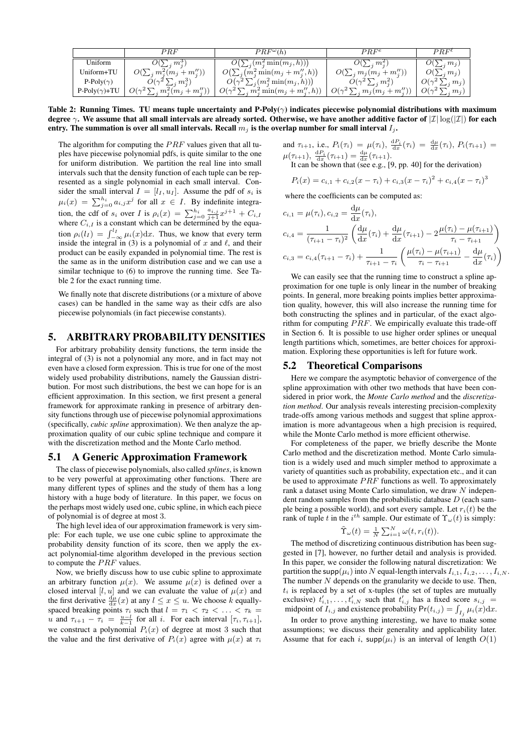|  | $PRF$ | $PRF^{\omega}(h)$ | $PRF^{e}$ | $PRF^{\ell}$ |
|---|---|---|---|---|
| Uniform | $O(\sum_j m_j^3)$ | $O(\sum_j (m_j^2 \min(m_j, h)))$ | $O(\sum_j m_j^2)$ | $O(\sum_j m_j)$ |
| Uniform+TU | $O(\sum_j m_j^2(m_j + m_j''))$ | $O(\sum_j (m_j^2 \min(m_j + m_j'', h)))$ | $O(\sum_j m_j(m_j + m_j''))$ | $O(\sum_j m_j)$ |
| P-Poly($\gamma$) | $O(\gamma^2 \sum_j m_j^3)$ | $O(\gamma^2 \sum_j (m_j^2 \min(m_j, h)))$ | $O(\gamma^2 \sum_j m_j^2)$ | $O(\gamma^2 \sum_j m_j)$ |
| P-Poly($\gamma$)+TU | $O(\gamma^2 \sum_j m_j^2(m_j + m_j''))$ | $O(\gamma^2 \sum_j m_j^2 \min(m_j + m_j'', h))$ | $O(\gamma^2 \sum_j m_j(m_j + m_j''))$ | $O(\gamma^2 \sum_j m_j)$ |

**Table 2: Running Times. TU means tuple uncertainty and P-Poly($\gamma$) indicates piecewise polynomial distributions with maximum degree $\gamma$. We assume that all small intervals are already sorted. Otherwise, we have another additive factor of $|\mathcal{I}|\log(|\mathcal{I}|)$ for each entry. The summation is over all small intervals. Recall $m_j$ is the overlap number for small interval $I_j$.**

The algorithm for computing the $PRF$ values given that all tuples have piecewise polynomial pdfs, is quite similar to the one for uniform distribution. We partition the real line into small intervals such that the density function of each tuple can be represented as a single polynomial in each small interval. Consider the small interval $I = [l_I, u_I]$. Assume the pdf of $s_i$ is $\mu_i(x) = \sum_{j=0}^{h_i} a_{i,j}x^j$ for all $x \in I$. By indefinite integration, the cdf of $s_i$ over $I$ is $\rho_i(x) = \sum_{j=0}^{h_i} \frac{a_{i,j}}{j+1}x^{j+1} + C_{i,I}$ where $C_{i,I}$ is a constant which can be determined by the equation $\rho_i(l_I) = \int_{-\infty}^{l_I} \mu_i(x)\mathrm{d}x$. Thus, we know that every term inside the integral in (3) is a polynomial of $x$ and $\ell$, and their product can be easily expanded in polynomial time. The rest is the same as in the uniform distribution case and we can use a similar technique to (6) to improve the running time. See Table 2 for the exact running time.

We finally note that discrete distributions (or a mixture of above cases) can be handled in the same way as their cdfs are also piecewise polynomials (in fact piecewise constants).

## 5. ARBITRARY PROBABILITY DENSITIES

For arbitrary probability density functions, the term inside the integral of (3) is not a polynomial any more, and in fact may not even have a closed form expression. This is true for one of the most widely used probability distributions, namely the Gaussian distribution. For most such distributions, the best we can hope for is an efficient approximation. In this section, we first present a general framework for approximate ranking in presence of arbitrary density functions through use of piecewise polynomial approximations (specifically, *cubic spline* approximation). We then analyze the approximation quality of our cubic spline technique and compare it with the discretization method and the Monte Carlo method.

### 5.1 A Generic Approximation Framework

The class of piecewise polynomials, also called *splines*, is known to be very powerful at approximating other functions. There are many different types of splines and the study of them has a long history with a huge body of literature. In this paper, we focus on the perhaps most widely used one, cubic spline, in which each piece of polynomial is of degree at most 3.

The high level idea of our approximation framework is very simple: For each tuple, we use one cubic spline to approximate the probability density function of its score, then we apply the exact polynomial-time algorithm developed in the previous section to compute the $PRF$ values.

Now, we briefly discuss how to use cubic spline to approximate an arbitrary function $\mu(x)$. We assume $\mu(x)$ is defined over a closed interval $[l, u]$ and we can evaluate the value of $\mu(x)$ and the first derivative $\frac{\mathrm{d}\mu}{\mathrm{d}x}(x)$ at any $l \le x \le u$. We choose $k$ equally-spaced breaking points $\tau_i$ such that $l = \tau_1 < \tau_2 < \ldots < \tau_k = u$ and $\tau_{i+1} - \tau_i = \frac{u-l}{k-1}$ for all $i$. For each interval $[\tau_i, \tau_{i+1}]$, we construct a polynomial $P_i(x)$ of degree at most 3 such that the value and the first derivative of $P_i(x)$ agree with $\mu(x)$ at $\tau_i$ and $\tau_{i+1}$, i.e., $P_i(\tau_i) = \mu(\tau_i)$, $\frac{\mathrm{d}P_i}{\mathrm{d}x}(\tau_i) = \frac{\mathrm{d}\mu}{\mathrm{d}x}(\tau_i)$, $P_i(\tau_{i+1}) = \mu(\tau_{i+1})$, $\frac{\mathrm{d}P_i}{\mathrm{d}x}(\tau_{i+1}) = \frac{\mathrm{d}\mu}{\mathrm{d}x}(\tau_{i+1})$.

It can be shown that (see e.g., [9, pp. 40] for the derivation)

$$P_i(x) = c_{i,1} + c_{i,2}(x - \tau_i) + c_{i,3}(x - \tau_i)^2 + c_{i,4}(x - \tau_i)^3$$

where the coefficients can be computed as:

$$c_{i,1} = \mu(\tau_i), c_{i,2} = \frac{\mathrm{d}\mu}{\mathrm{d}x}(\tau_i),$$

$$c_{i,4} = \frac{1}{(\tau_{i+1} - \tau_i)^2}\left(\frac{\mathrm{d}\mu}{\mathrm{d}x}(\tau_i) + \frac{\mathrm{d}\mu}{\mathrm{d}x}(\tau_{i+1}) - 2\frac{\mu(\tau_i) - \mu(\tau_{i+1})}{\tau_i - \tau_{i+1}}\right)$$

$$c_{i,3} = c_{i,4}(\tau_{i+1} - \tau_i) + \frac{1}{\tau_{i+1} - \tau_i}\left(\frac{\mu(\tau_i) - \mu(\tau_{i+1})}{\tau_i - \tau_{i+1}} - \frac{\mathrm{d}\mu}{\mathrm{d}x}(\tau_i)\right)$$

We can easily see that the running time to construct a spline approximation for one tuple is only linear in the number of breaking points. In general, more breaking points implies better approximation quality, however, this will also increase the running time for both constructing the splines and in particular, of the exact algorithm for computing $PRF$. We empirically evaluate this trade-off in Section 6. It is possible to use higher order splines or unequal length partitions which, sometimes, are better choices for approximation. Exploring these opportunities is left for future work.

### 5.2 Theoretical Comparisons

Here we compare the asymptotic behavior of convergence of the spline approximation with other two methods that have been considered in prior work, the *Monte Carlo method* and the *discretization method*. Our analysis reveals interesting precision-complexity trade-offs among various methods and suggest that spline approximation is more advantageous when a high precision is required, while the Monte Carlo method is more efficient otherwise.

For completeness of the paper, we briefly describe the Monte Carlo method and the discretization method. Monte Carlo simulation is a widely used and much simpler method to approximate a variety of quantities such as probability, expectation etc., and it can be used to approximate $PRF$ functions as well. To approximately rank a dataset using Monte Carlo simulation, we draw $N$ independent random samples from the probabilistic database $D$ (each sample being a possible world), and sort every sample. Let $r_i(t)$ be the rank of tuple $t$ in the $i^{th}$ sample. Our estimate of $\Upsilon_\omega(t)$ is simply:

$$\tilde{\Upsilon}_\omega(t) = \frac{1}{N}\sum_{i=1}^{N} \omega(t, r_i(t)).$$

The method of discretizing continuous distribution has been suggested in [7], however, no further detail and analysis is provided. In this paper, we consider the following natural discretization: We partition the $\mathsf{supp}(\mu_i)$ into $N$ equal-length intervals $I_{i,1}, I_{i,2}, \ldots, I_{i,N}$. The number $N$ depends on the granularity we decide to use. Then, $t_i$ is replaced by a set of x-tuples (the set of tuples are mutually exclusive) $t'_{i,1}, \ldots, t'_{i,N}$ such that $t'_{i,j}$ has a fixed score $s_{i,j}$ = midpoint of $I_{i,j}$ and existence probability $\Pr(t_{i,j}) = \int_{I_j} \mu_i(x)\mathrm{d}x$.

In order to prove anything interesting, we have to make some assumptions; we discuss their generality and applicability later. Assume that for each $i$, $\mathsf{supp}(\mu_i)$ is an interval of length $O(1)$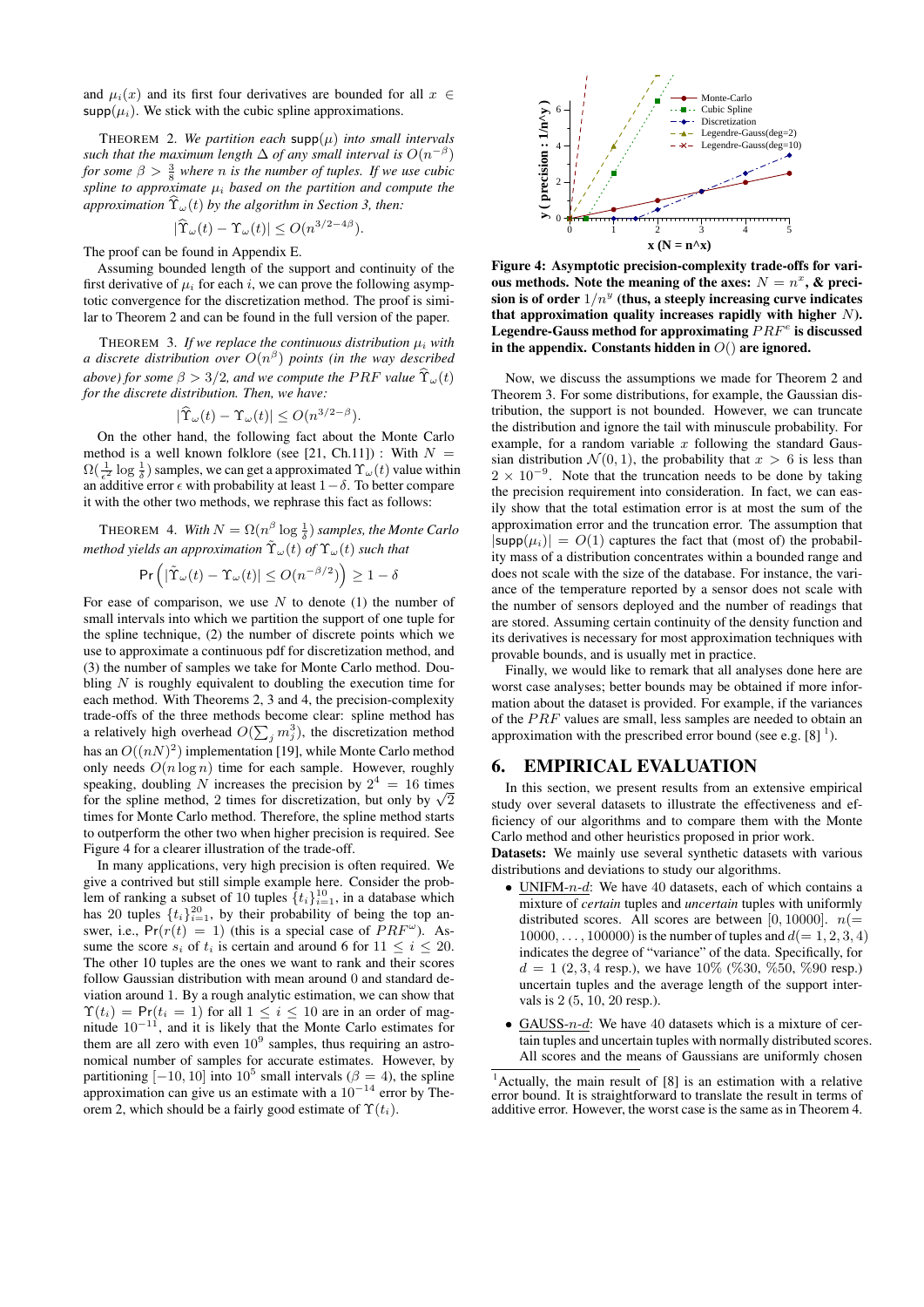and $\mu_i(x)$ and its first four derivatives are bounded for all $x \in \mathsf{supp}(\mu_i)$. We stick with the cubic spline approximations.

THEOREM 2. *We partition each $\mathsf{supp}(\mu)$ into small intervals such that the maximum length $\Delta$ of any small interval is $O(n^{-\beta})$ for some $\beta > \frac{3}{8}$ where $n$ is the number of tuples. If we use cubic spline to approximate $\mu_i$ based on the partition and compute the approximation $\widehat{\Upsilon}_\omega(t)$ by the algorithm in Section 3, then:*

$$|\widehat{\Upsilon}_\omega(t) - \Upsilon_\omega(t)| \leq O(n^{3/2-4\beta}).$$

The proof can be found in Appendix E.

Assuming bounded length of the support and continuity of the first derivative of $\mu_i$ for each $i$, we can prove the following asymptotic convergence for the discretization method. The proof is similar to Theorem 2 and can be found in the full version of the paper.

THEOREM 3. *If we replace the continuous distribution $\mu_i$ with a discrete distribution over $O(n^\beta)$ points (in the way described above) for some $\beta > 3/2$, and we compute the $PRF$ value $\widehat{\Upsilon}_\omega(t)$ for the discrete distribution. Then, we have:*

$$|\widehat{\Upsilon}_\omega(t) - \Upsilon_\omega(t)| \leq O(n^{3/2-\beta}).$$

On the other hand, the following fact about the Monte Carlo method is a well known folklore (see [21, Ch.11]) : With $N = \Omega(\frac{1}{\epsilon^2}\log\frac{1}{\delta})$ samples, we can get a approximated $\Upsilon_\omega(t)$ value within an additive error $\epsilon$ with probability at least $1-\delta$. To better compare it with the other two methods, we rephrase this fact as follows:

THEOREM 4. *With $N = \Omega(n^\beta \log\frac{1}{\delta})$ samples, the Monte Carlo method yields an approximation $\widetilde{\Upsilon}_\omega(t)$ of $\Upsilon_\omega(t)$ such that*

$$\mathsf{Pr}\left(|\widetilde{\Upsilon}_\omega(t) - \Upsilon_\omega(t)| \leq O(n^{-\beta/2})\right) \geq 1 - \delta$$

For ease of comparison, we use $N$ to denote (1) the number of small intervals into which we partition the support of one tuple for the spline technique, (2) the number of discrete points which we use to approximate a continuous pdf for discretization method, and (3) the number of samples we take for Monte Carlo method. Doubling $N$ is roughly equivalent to doubling the execution time for each method. With Theorems 2, 3 and 4, the precision-complexity trade-offs of the three methods become clear: spline method has a relatively high overhead $O(\sum_j m_j^3)$, the discretization method has an $O((nN)^2)$ implementation [19], while Monte Carlo method only needs $O(n \log n)$ time for each sample. However, roughly speaking, doubling $N$ increases the precision by $2^4 = 16$ times for the spline method, 2 times for discretization, but only by $\sqrt{2}$ times for Monte Carlo method. Therefore, the spline method starts to outperform the other two when higher precision is required. See Figure 4 for a clearer illustration of the trade-off.

In many applications, very high precision is often required. We give a contrived but still simple example here. Consider the problem of ranking a subset of 10 tuples $\{t_i\}_{i=1}^{10}$, in a database which has 20 tuples $\{t_i\}_{i=1}^{20}$, by their probability of being the top answer, i.e., $\mathsf{Pr}(r(t) = 1)$ (this is a special case of $PRF^\omega$). Assume the score $s_i$ of $t_i$ is certain and around 6 for $11 \leq i \leq 20$. The other 10 tuples are the ones we want to rank and their scores follow Gaussian distribution with mean around 0 and standard deviation around 1. By a rough analytic estimation, we can show that $\Upsilon(t_i) = \mathsf{Pr}(t_i = 1)$ for all $1 \leq i \leq 10$ are in an order of magnitude $10^{-11}$, and it is likely that the Monte Carlo estimates for them are all zero with even $10^9$ samples, thus requiring an astronomical number of samples for accurate estimates. However, by partitioning $[-10, 10]$ into $10^5$ small intervals ($\beta = 4$), the spline approximation can give us an estimate with a $10^{-14}$ error by Theorem 2, which should be a fairly good estimate of $\Upsilon(t_i)$.

**Figure 4: Asymptotic precision-complexity trade-offs for various methods. Note the meaning of the axes: $N = n^x$, & precision is of order $1/n^y$ (thus, a steeply increasing curve indicates that approximation quality increases rapidly with higher $N$). Legendre-Gauss method for approximating $PRF^e$ is discussed in the appendix. Constants hidden in $O()$ are ignored.**

Now, we discuss the assumptions we made for Theorem 2 and Theorem 3. For some distributions, for example, the Gaussian distribution, the support is not bounded. However, we can truncate the distribution and ignore the tail with minuscule probability. For example, for a random variable $x$ following the standard Gaussian distribution $\mathcal{N}(0, 1)$, the probability that $x > 6$ is less than $2 \times 10^{-9}$. Note that the truncation needs to be done by taking the precision requirement into consideration. In fact, we can easily show that the total estimation error is at most the sum of the approximation error and the truncation error. The assumption that $|\mathsf{supp}(\mu_i)| = O(1)$ captures the fact that (most of) the probability mass of a distribution concentrates within a bounded range and does not scale with the size of the database. For instance, the variance of the temperature reported by a sensor does not scale with the number of sensors deployed and the number of readings that are stored. Assuming certain continuity of the density function and its derivatives is necessary for most approximation techniques with provable bounds, and is usually met in practice.

Finally, we would like to remark that all analyses done here are worst case analyses; better bounds may be obtained if more information about the dataset is provided. For example, if the variances of the $PRF$ values are small, less samples are needed to obtain an approximation with the prescribed error bound (see e.g. [8] [1]).

## 6. EMPIRICAL EVALUATION

In this section, we present results from an extensive empirical study over several datasets to illustrate the effectiveness and efficiency of our algorithms and to compare them with the Monte Carlo method and other heuristics proposed in prior work.

**Datasets:** We mainly use several synthetic datasets with various distributions and deviations to study our algorithms.

- UNIFM-$n$-$d$: We have 40 datasets, each of which contains a mixture of *certain* tuples and *uncertain* tuples with uniformly distributed scores. All scores are between $[0, 10000]$. $n(= 10000, \ldots, 100000)$ is the number of tuples and $d(= 1, 2, 3, 4)$ indicates the degree of "variance" of the data. Specifically, for $d = 1$ (2, 3, 4 resp.), we have 10% (%30, %50, %90 resp.) uncertain tuples and the average length of the support intervals is 2 (5, 10, 20 resp.).
- GAUSS-$n$-$d$: We have 40 datasets which is a mixture of certain tuples and uncertain tuples with normally distributed scores. All scores and the means of Gaussians are uniformly chosen

[1] Actually, the main result of [8] is an estimation with a relative error bound. It is straightforward to translate the result in terms of additive error. However, the worst case is the same as in Theorem 4.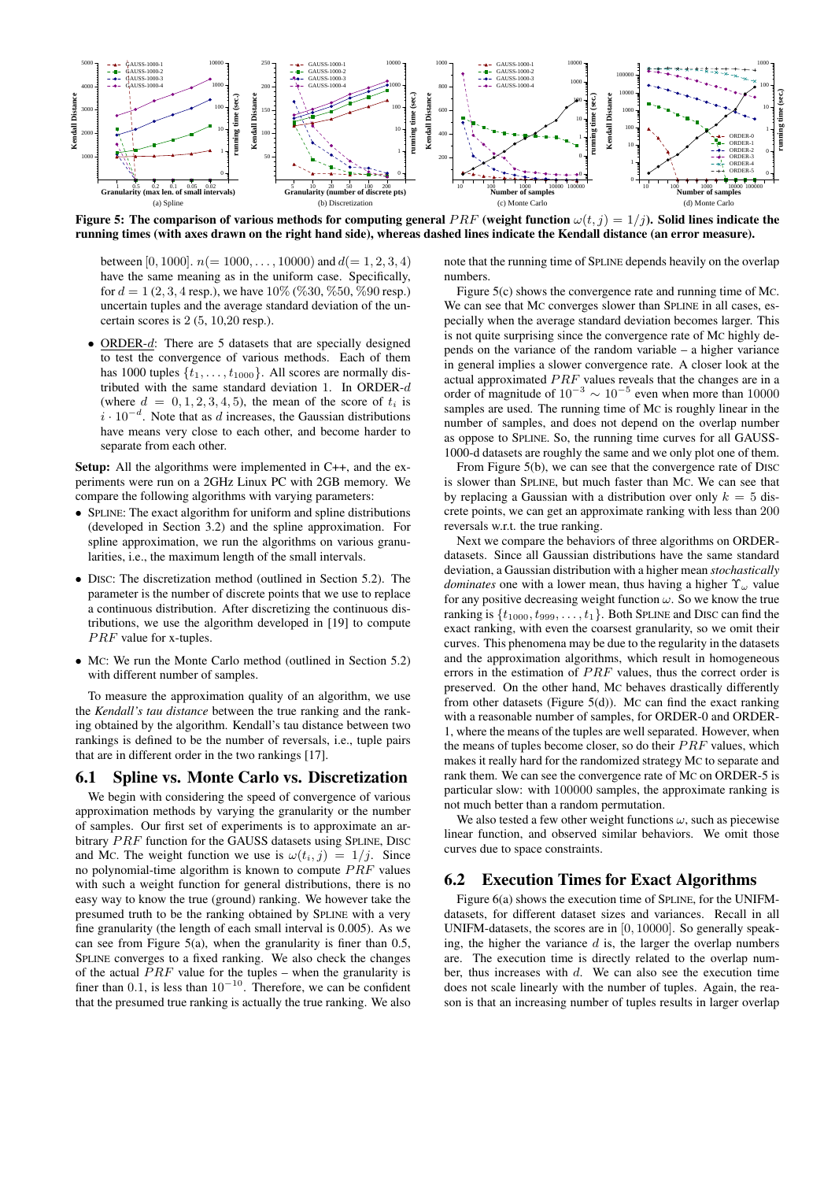Figure 5: The comparison of various methods for computing general $PRF$ (weight function $\omega(t, j) = 1/j$). Solid lines indicate the running times (with axes drawn on the right hand side), whereas dashed lines indicate the Kendall distance (an error measure).

between $[0, 1000]$. $n(= 1000, \ldots, 10000)$ and $d(= 1, 2, 3, 4)$ have the same meaning as in the uniform case. Specifically, for $d = 1$ (2, 3, 4 resp.), we have 10% (%30, %50, %90 resp.) uncertain tuples and the average standard deviation of the uncertain scores is 2 (5, 10,20 resp.).

- ORDER-$d$: There are 5 datasets that are specially designed to test the convergence of various methods. Each of them has 1000 tuples $\{t_1, \ldots, t_{1000}\}$. All scores are normally distributed with the same standard deviation 1. In ORDER-$d$ (where $d = 0, 1, 2, 3, 4, 5$), the mean of the score of $t_i$ is $i \cdot 10^{-d}$. Note that as $d$ increases, the Gaussian distributions have means very close to each other, and become harder to separate from each other.

**Setup:** All the algorithms were implemented in C++, and the experiments were run on a 2GHz Linux PC with 2GB memory. We compare the following algorithms with varying parameters:

- SPLINE: The exact algorithm for uniform and spline distributions (developed in Section 3.2) and the spline approximation. For spline approximation, we run the algorithms on various granularities, i.e., the maximum length of the small intervals.
- DISC: The discretization method (outlined in Section 5.2). The parameter is the number of discrete points that we use to replace a continuous distribution. After discretizing the continuous distributions, we use the algorithm developed in [19] to compute $PRF$ value for x-tuples.
- MC: We run the Monte Carlo method (outlined in Section 5.2) with different number of samples.

To measure the approximation quality of an algorithm, we use the *Kendall's tau distance* between the true ranking and the ranking obtained by the algorithm. Kendall's tau distance between two rankings is defined to be the number of reversals, i.e., tuple pairs that are in different order in the two rankings [17].

## 6.1 Spline vs. Monte Carlo vs. Discretization

We begin with considering the speed of convergence of various approximation methods by varying the granularity or the number of samples. Our first set of experiments is to approximate an arbitrary $PRF$ function for the GAUSS datasets using SPLINE, DISC and MC. The weight function we use is $\omega(t_i, j) = 1/j$. Since no polynomial-time algorithm is known to compute $PRF$ values with such a weight function for general distributions, there is no easy way to know the true (ground) ranking. We however take the presumed truth to be the ranking obtained by SPLINE with a very fine granularity (the length of each small interval is 0.005). As we can see from Figure 5(a), when the granularity is finer than 0.5, SPLINE converges to a fixed ranking. We also check the changes of the actual $PRF$ value for the tuples – when the granularity is finer than 0.1, is less than $10^{-10}$. Therefore, we can be confident that the presumed true ranking is actually the true ranking. We also note that the running time of SPLINE depends heavily on the overlap numbers.

Figure 5(c) shows the convergence rate and running time of MC. We can see that MC converges slower than SPLINE in all cases, especially when the average standard deviation becomes larger. This is not quite surprising since the convergence rate of MC highly depends on the variance of the random variable – a higher variance in general implies a slower convergence rate. A closer look at the actual approximated $PRF$ values reveals that the changes are in a order of magnitude of $10^{-3} \sim 10^{-5}$ even when more than 10000 samples are used. The running time of MC is roughly linear in the number of samples, and does not depend on the overlap numbers as oppose to SPLINE. So, the running time curves for all GAUSS-1000-d datasets are roughly the same and we only plot one of them.

From Figure 5(b), we can see that the convergence rate of DISC is slower than SPLINE, but much faster than MC. We can see that by replacing a Gaussian with a distribution over only $k = 5$ discrete points, we can get an approximate ranking with less than 200 reversals w.r.t. the true ranking.

Next we compare the behaviors of three algorithms on ORDER-datasets. Since all Gaussian distributions have the same standard deviation, a Gaussian distribution with a higher mean *stochastically dominates* one with a lower mean, thus having a higher $\Upsilon_\omega$ value for any positive decreasing weight function $\omega$. So we know the true ranking is $\{t_{1000}, t_{999}, \ldots, t_1\}$. Both SPLINE and DISC can find the exact ranking, with even the coarsest granularity, so we omit their curves. This phenomena may be due to the regularity in the datasets and the approximation algorithms, which result in homogeneous errors in the estimation of $PRF$ values, thus the correct order is preserved. On the other hand, MC behaves drastically differently from other datasets (Figure 5(d)). MC can find the exact ranking with a reasonable number of samples, for ORDER-0 and ORDER-1, where the means of the tuples are well separated. However, when the means of tuples become closer, so do their $PRF$ values, which makes it really hard for the randomized strategy MC to separate and rank them. We can see the convergence rate of MC on ORDER-5 is particular slow: with 100000 samples, the approximate ranking is not much better than a random permutation.

We also tested a few other weight functions $\omega$, such as piecewise linear function, and observed similar behaviors. We omit those curves due to space constraints.

## 6.2 Execution Times for Exact Algorithms

Figure 6(a) shows the execution time of SPLINE, for the UNIFM-datasets, for different dataset sizes and variances. Recall in all UNIFM-datasets, the scores are in $[0, 10000]$. So generally speaking, the higher the variance $d$ is, the larger the overlap numbers are. The execution time is directly related to the overlap number, thus increases with $d$. We can also see the execution time does not scale linearly with the number of tuples. Again, the reason is that an increasing number of tuples results in larger overlap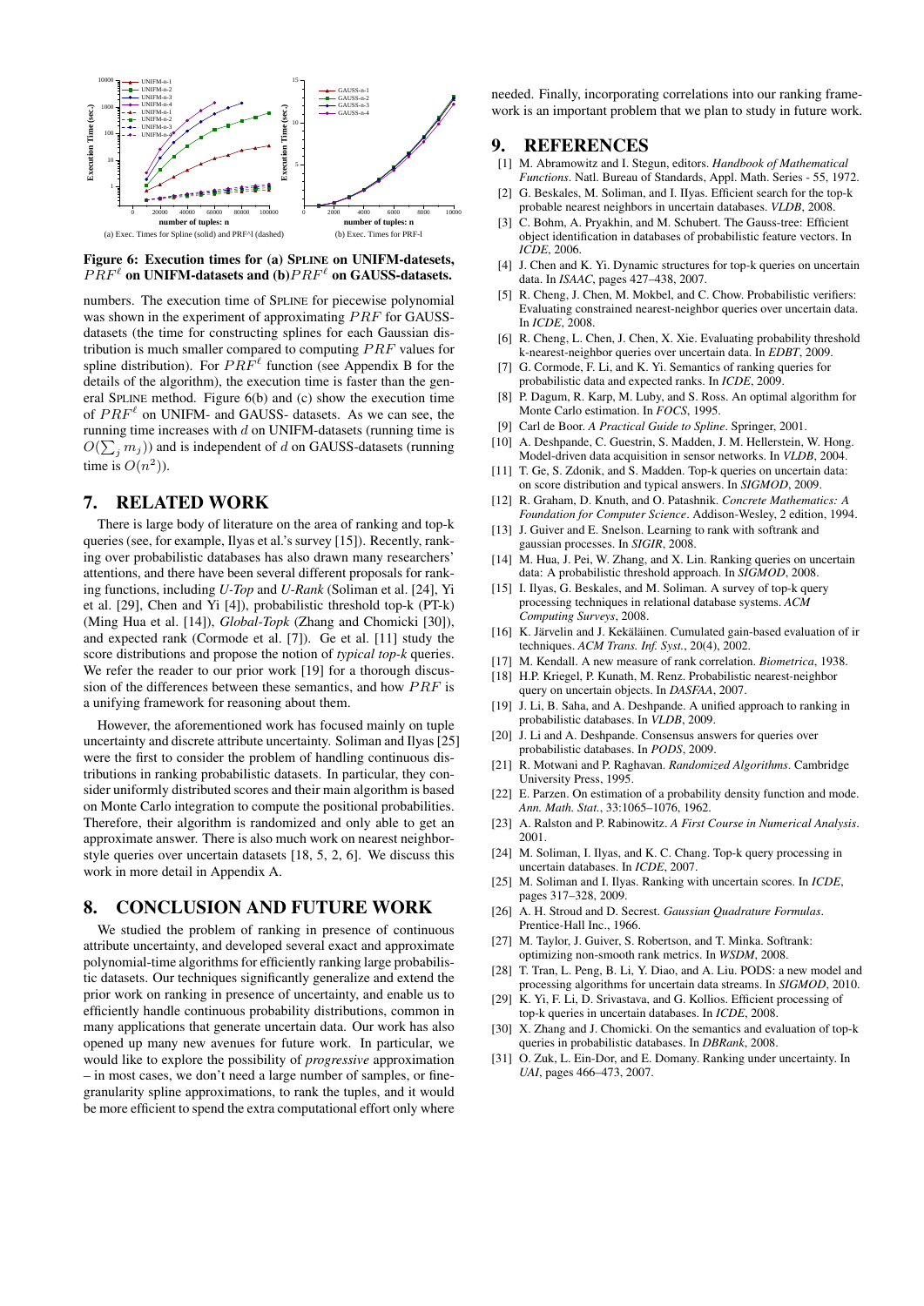**Figure 6: Execution times for (a) SPLINE on UNIFM-datesets, $PRF^\ell$ on UNIFM-datasets and (b)$PRF^\ell$ on GAUSS-datasets.**

numbers. The execution time of SPLINE for piecewise polynomial was shown in the experiment of approximating $PRF$ for GAUSS-datasets (the time for constructing splines for each Gaussian distribution is much smaller compared to computing $PRF$ values for spline distribution). For $PRF^\ell$ function (see Appendix B for the details of the algorithm), the execution time is faster than the general SPLINE method. Figure 6(b) and (c) show the execution time of $PRF^\ell$ on UNIFM- and GAUSS- datasets. As we can see, the running time increases with $d$ on UNIFM-datasets (running time is $O(\sum_j m_j)$) and is independent of $d$ on GAUSS-datasets (running time is $O(n^2)$).

## 7. RELATED WORK

There is large body of literature on the area of ranking and top-k queries (see, for example, Ilyas et al.'s survey [15]). Recently, ranking over probabilistic databases has also drawn many researchers' attentions, and there have been several different proposals for ranking functions, including *U-Top* and *U-Rank* (Soliman et al. [24], Yi et al. [29], Chen and Yi [4]), probabilistic threshold top-k (PT-k) (Ming Hua et al. [14]), *Global-Topk* (Zhang and Chomicki [30]), and expected rank (Cormode et al. [7]). Ge et al. [11] study the score distributions and propose the notion of *typical top-k* queries. We refer the reader to our prior work [19] for a thorough discussion of the differences between these semantics, and how $PRF$ is a unifying framework for reasoning about them.

However, the aforementioned work has focused mainly on tuple uncertainty and discrete attribute uncertainty. Soliman and Ilyas [25] were the first to consider the problem of handling continuous distributions in ranking probabilistic datasets. In particular, they consider uniformly distributed scores and their main algorithm is based on Monte Carlo integration to compute the positional probabilities. Therefore, their algorithm is randomized and only able to get an approximate answer. There is also much work on nearest neighbor-style queries over uncertain datasets [18, 5, 2, 6]. We discuss this work in more detail in Appendix A.

## 8. CONCLUSION AND FUTURE WORK

We studied the problem of ranking in presence of continuous attribute uncertainty, and developed several exact and approximate polynomial-time algorithms for efficiently ranking large probabilistic datasets. Our techniques significantly generalize and extend the prior work on ranking in presence of uncertainty, and enable us to efficiently handle continuous probability distributions, common in many applications that generate uncertain data. Our work has also opened up many new avenues for future work. In particular, we would like to explore the possibility of *progressive* approximation – in most cases, we don't need a large number of samples, or fine-granularity spline approximations, to rank the tuples, and it would be more efficient to spend the extra computational effort only where needed. Finally, incorporating correlations into our ranking framework is an important problem that we plan to study in future work.

## 9. REFERENCES

[1] M. Abramowitz and I. Stegun, editors. *Handbook of Mathematical Functions*. Natl. Bureau of Standards, Appl. Math. Series - 55, 1972.

[2] G. Beskales, M. Soliman, and I. IIyas. Efficient search for the top-k probable nearest neighbors in uncertain databases. *VLDB*, 2008.

[3] C. Bohm, A. Pryakhin, and M. Schubert. The Gauss-tree: Efficient object identification in databases of probabilistic feature vectors. In *ICDE*, 2006.

[4] J. Chen and K. Yi. Dynamic structures for top-k queries on uncertain data. In *ISAAC*, pages 427–438, 2007.

[5] R. Cheng, J. Chen, M. Mokbel, and C. Chow. Probabilistic verifiers: Evaluating constrained nearest-neighbor queries over uncertain data. In *ICDE*, 2008.

[6] R. Cheng, L. Chen, J. Chen, X. Xie. Evaluating probability threshold k-nearest-neighbor queries over uncertain data. In *EDBT*, 2009.

[7] G. Cormode, F. Li, and K. Yi. Semantics of ranking queries for probabilistic data and expected ranks. In *ICDE*, 2009.

[8] P. Dagum, R. Karp, M. Luby, and S. Ross. An optimal algorithm for Monte Carlo estimation. In *FOCS*, 1995.

[9] Carl de Boor. *A Practical Guide to Spline*. Springer, 2001.

[10] A. Deshpande, C. Guestrin, S. Madden, J. M. Hellerstein, W. Hong. Model-driven data acquisition in sensor networks. In *VLDB*, 2004.

[11] T. Ge, S. Zdonik, and S. Madden. Top-k queries on uncertain data: on score distribution and typical answers. In *SIGMOD*, 2009.

[12] R. Graham, D. Knuth, and O. Patashnik. *Concrete Mathematics: A Foundation for Computer Science*. Addison-Wesley, 2 edition, 1994.

[13] J. Guiver and E. Snelson. Learning to rank with softrank and gaussian processes. In *SIGIR*, 2008.

[14] M. Hua, J. Pei, W. Zhang, and X. Lin. Ranking queries on uncertain data: A probabilistic threshold approach. In *SIGMOD*, 2008.

[15] I. Ilyas, G. Beskales, and M. Soliman. A survey of top-k query processing techniques in relational database systems. *ACM Computing Surveys*, 2008.

[16] K. Järvelin and J. Kekäläinen. Cumulated gain-based evaluation of ir techniques. *ACM Trans. Inf. Syst.*, 20(4), 2002.

[17] M. Kendall. A new measure of rank correlation. *Biometrica*, 1938.

[18] H.P. Kriegel, P. Kunath, M. Renz. Probabilistic nearest-neighbor query on uncertain objects. In *DASFAA*, 2007.

[19] J. Li, B. Saha, and A. Deshpande. A unified approach to ranking in probabilistic databases. In *VLDB*, 2009.

[20] J. Li and A. Deshpande. Consensus answers for queries over probabilistic databases. In *PODS*, 2009.

[21] R. Motwani and P. Raghavan. *Randomized Algorithms*. Cambridge University Press, 1995.

[22] E. Parzen. On estimation of a probability density function and mode. *Ann. Math. Stat.*, 33:1065–1076, 1962.

[23] A. Ralston and P. Rabinowitz. *A First Course in Numerical Analysis*. 2001.

[24] M. Soliman, I. Ilyas, and K. C. Chang. Top-k query processing in uncertain databases. In *ICDE*, 2007.

[25] M. Soliman and I. Ilyas. Ranking with uncertain scores. In *ICDE*, pages 317–328, 2009.

[26] A. H. Stroud and D. Secrest. *Gaussian Quadrature Formulas*. Prentice-Hall Inc., 1966.

[27] M. Taylor, J. Guiver, S. Robertson, and T. Minka. Softrank: optimizing non-smooth rank metrics. In *WSDM*, 2008.

[28] T. Tran, L. Peng, B. Li, Y. Diao, and A. Liu. PODS: a new model and processing algorithms for uncertain data streams. In *SIGMOD*, 2010.

[29] K. Yi, F. Li, D. Srivastava, and G. Kollios. Efficient processing of top-k queries in uncertain databases. In *ICDE*, 2008.

[30] X. Zhang and J. Chomicki. On the semantics and evaluation of top-k queries in probabilistic databases. In *DBRank*, 2008.

[31] O. Zuk, L. Ein-Dor, and E. Domany. Ranking under uncertainty. In *UAI*, pages 466–473, 2007.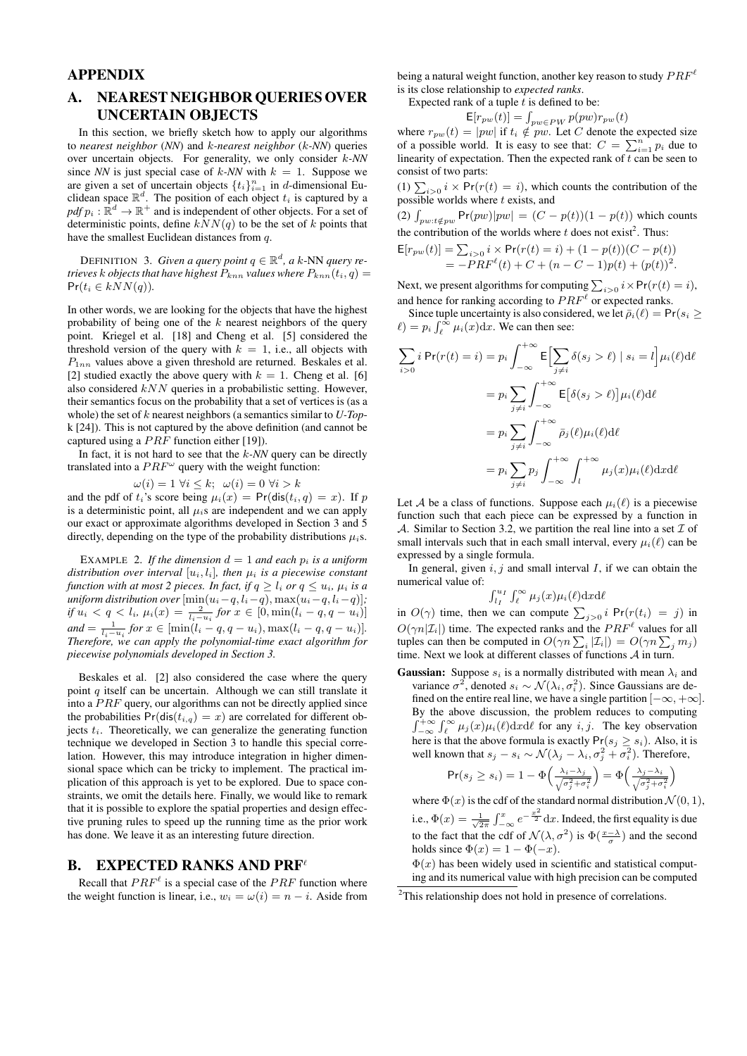# APPENDIX

## A. NEAREST NEIGHBOR QUERIES OVER UNCERTAIN OBJECTS

In this section, we briefly sketch how to apply our algorithms to *nearest neighbor* (*NN*) and $k$-*nearest neighbor* ($k$-*NN*) queries over uncertain objects. For generality, we only consider $k$-*NN* since *NN* is just special case of $k$-*NN* with $k = 1$. Suppose we are given a set of uncertain objects $\{t_i\}_{i=1}^n$ in $d$-dimensional Euclidean space $\mathbb{R}^d$. The position of each object $t_i$ is captured by a *pdf* $p_i : \mathbb{R}^d \to \mathbb{R}^+$ and is independent of other objects. For a set of deterministic points, define $kNN(q)$ to be the set of $k$ points that have the smallest Euclidean distances from $q$.

DEFINITION 3. *Given a query point $q \in \mathbb{R}^d$, a $k$-NN query retrieves $k$ objects that have highest $P_{knn}$ values where $P_{knn}(t_i, q) = \Pr(t_i \in kNN(q))$.*

In other words, we are looking for the objects that have the highest probability of being one of the $k$ nearest neighbors of the query point. Kriegel et al. [18] and Cheng et al. [5] considered the threshold version of the query with $k = 1$, i.e., all objects with $P_{1nn}$ values above a given threshold are returned. Beskales et al. [2] studied exactly the above query with $k = 1$. Cheng et al. [6] also considered $kNN$ queries in a probabilistic setting. However, their semantics focus on the probability that a set of vertices is (as a whole) the set of $k$ nearest neighbors (a semantics similar to *U-Top*-k [24]). This is not captured by the above definition (and cannot be captured using a $PRF$ function either [19]).

In fact, it is not hard to see that the $k$-*NN* query can be directly translated into a $PRF^\omega$ query with the weight function:

$$\omega(i) = 1 \ \forall i \leq k; \ \ \omega(i) = 0 \ \forall i > k$$

and the pdf of $t_i$'s score being $\mu_i(x) = \Pr(\mathsf{dis}(t_i, q) = x)$. If $p$ is a deterministic point, all $\mu_i$s are independent and we can apply our exact or approximate algorithms developed in Section 3 and 5 directly, depending on the type of the probability distributions $\mu_i$s.

EXAMPLE 2. *If the dimension $d = 1$ and each $p_i$ is a uniform distribution over interval $[u_i, l_i]$, then $\mu_i$ is a piecewise constant function with at most 2 pieces. In fact, if $q \geq l_i$ or $q \leq u_i$, $\mu_i$ is a uniform distribution over $[\min(u_i - q, l_i - q), \max(u_i - q, l_i - q)]$; if $u_i < q < l_i$, $\mu_i(x) = \frac{2}{l_i - u_i}$ for $x \in [0, \min(l_i - q, q - u_i)]$ and $= \frac{1}{l_i - u_i}$ for $x \in [\min(l_i - q, q - u_i), \max(l_i - q, q - u_i)]$. Therefore, we can apply the polynomial-time exact algorithm for piecewise polynomials developed in Section 3.*

Beskales et al. [2] also considered the case where the query point $q$ itself can be uncertain. Although we can still translate it into a $PRF$ query, our algorithms can not be directly applied since the probabilities $\Pr(\mathsf{dis}(t_{i,q}) = x)$ are correlated for different objects $t_i$. Theoretically, we can generalize the generating function technique we developed in Section 3 to handle this special correlation. However, this may introduce integration in higher dimensional space which can be tricky to implement. The practical implication of this approach is yet to be explored. Due to space constraints, we omit the details here. Finally, we would like to remark that it is possible to explore the spatial properties and design effective pruning rules to speed up the running time as the prior work has done. We leave it as an interesting future direction.

## B. EXPECTED RANKS AND PRF$^\ell$

Recall that $PRF^\ell$ is a special case of the $PRF$ function where the weight function is linear, i.e., $w_i = \omega(i) = n - i$. Aside from being a natural weight function, another key reason to study $PRF^\ell$ is its close relationship to *expected ranks*.

Expected rank of a tuple $t$ is defined to be:

$$\mathsf{E}[r_{pw}(t)] = \int_{pw \in PW} p(pw) r_{pw}(t)$$

where $r_{pw}(t) = |pw|$ if $t_i \notin pw$. Let $C$ denote the expected size of a possible world. It is easy to see that: $C = \sum_{i=1}^n p_i$ due to linearity of expectation. Then the expected rank of $t$ can be seen to consist of two parts:

(1) $\sum_{i>0} i \times \Pr(r(t) = i)$, which counts the contribution of the possible worlds where $t$ exists, and

(2) $\int_{pw: t \notin pw} \Pr(pw)|pw| = (C - p(t))(1 - p(t))$ which counts the contribution of the worlds where $t$ does not exist[2]. Thus:

$$\begin{aligned}\mathsf{E}[r_{pw}(t)] &= \textstyle\sum_{i>0} i \times \Pr(r(t) = i) + (1 - p(t))(C - p(t)) \\ &= -PRF^\ell(t) + C + (n - C - 1)p(t) + (p(t))^2.\end{aligned}$$

Next, we present algorithms for computing $\sum_{i>0} i \times \Pr(r(t) = i)$, and hence for ranking according to $PRF^\ell$ or expected ranks.

Since tuple uncertainty is also considered, we let $\bar{\rho}_i(\ell) = \Pr(s_i \geq \ell) = p_i \int_\ell^\infty \mu_i(x) \mathrm{d}x$. We can then see:

$$\begin{aligned}\sum_{i>0} i \Pr(r(t) = i) &= p_i \int_{-\infty}^{+\infty} \mathsf{E}\Big[\sum_{j \neq i} \delta(s_j > \ell) \mid s_i = l\Big] \mu_i(\ell) \mathrm{d}\ell \\ &= p_i \sum_{j \neq i} \int_{-\infty}^{+\infty} \mathsf{E}\big[\delta(s_j > \ell)\big] \mu_i(\ell) \mathrm{d}\ell \\ &= p_i \sum_{j \neq i} \int_{-\infty}^{+\infty} \bar{\rho}_j(\ell) \mu_i(\ell) \mathrm{d}\ell \\ &= p_i \sum_{j \neq i} p_j \int_{-\infty}^{+\infty} \int_l^{+\infty} \mu_j(x) \mu_i(\ell) \mathrm{d}x \mathrm{d}\ell\end{aligned}$$

Let $\mathcal{A}$ be a class of functions. Suppose each $\mu_i(\ell)$ is a piecewise function such that each piece can be expressed by a function in $\mathcal{A}$. Similar to Section 3.2, we partition the real line into a set $\mathcal{I}$ of small intervals such that in each small interval, every $\mu_i(\ell)$ can be expressed by a single formula.

In general, given $i, j$ and small interval $I$, if we can obtain the numerical value of:

$$\int_{l_I}^{u_I} \int_\ell^\infty \mu_j(x) \mu_i(\ell) \mathrm{d}x \mathrm{d}\ell$$

in $O(\gamma)$ time, then we can compute $\sum_{j>0} i \Pr(r(t_i) = j)$ in $O(\gamma n |\mathcal{I}_i|)$ time. The expected ranks and the $PRF^\ell$ values for all tuples can then be computed in $O(\gamma n \sum_i |\mathcal{I}_i|) = O(\gamma n \sum_j m_j)$ time. Next we look at different classes of functions $\mathcal{A}$ in turn.

**Gaussian:** Suppose $s_i$ is a normally distributed with mean $\lambda_i$ and variance $\sigma_i^2$, denoted $s_i \sim \mathcal{N}(\lambda_i, \sigma_i^2)$. Since Gaussians are defined on the entire real line, we have a single partition $[-\infty, +\infty]$. By the above discussion, the problem reduces to computing $\int_{-\infty}^{+\infty} \int_\ell^\infty \mu_j(x) \mu_i(\ell) \mathrm{d}x \mathrm{d}\ell$ for any $i, j$. The key observation here is that the above formula is exactly $\Pr(s_j \geq s_i)$. Also, it is well known that $s_j - s_i \sim \mathcal{N}(\lambda_j - \lambda_i, \sigma_j^2 + \sigma_i^2)$. Therefore,

$$\Pr(s_j \geq s_i) = 1 - \Phi\Big(\frac{\lambda_i - \lambda_j}{\sqrt{\sigma_j^2 + \sigma_i^2}}\Big) = \Phi\Big(\frac{\lambda_j - \lambda_i}{\sqrt{\sigma_j^2 + \sigma_i^2}}\Big)$$

where $\Phi(x)$ is the cdf of the standard normal distribution $\mathcal{N}(0, 1)$, i.e., $\Phi(x) = \frac{1}{\sqrt{2\pi}} \int_{-\infty}^x e^{-\frac{x^2}{2}} \mathrm{d}x$. Indeed, the first equality is due to the fact that the cdf of $\mathcal{N}(\lambda, \sigma^2)$ is $\Phi(\frac{x - \lambda}{\sigma})$ and the second holds since $\Phi(x) = 1 - \Phi(-x)$.

$\Phi(x)$ has been widely used in scientific and statistical computing and its numerical value with high precision can be computed

[2] This relationship does not hold in presence of correlations.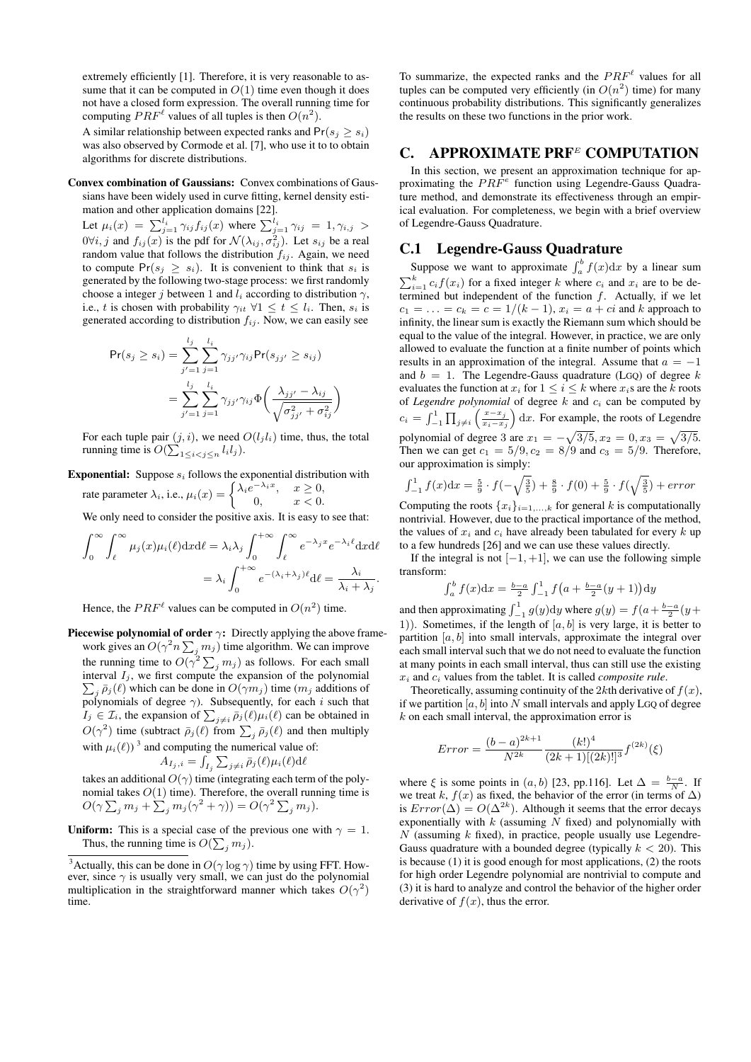extremely efficiently [1]. Therefore, it is very reasonable to assume that it can be computed in $O(1)$ time even though it does not have a closed form expression. The overall running time for computing $PRF^{\ell}$ values of all tuples is then $O(n^2)$.

A similar relationship between expected ranks and $\Pr(s_j \geq s_i)$ was also observed by Cormode et al. [7], who use it to to obtain algorithms for discrete distributions.

**Convex combination of Gaussians:** Convex combinations of Gaussians have been widely used in curve fitting, kernel density estimation and other application domains [22].

Let $\mu_i(x) = \sum_{j=1}^{l_i} \gamma_{ij} f_{ij}(x)$ where $\sum_{j=1}^{l_i} \gamma_{ij} = 1, \gamma_{i,j} > 0 \forall i, j$ and $f_{ij}(x)$ is the pdf for $\mathcal{N}(\lambda_{ij}, \sigma_{ij}^2)$. Let $s_{ij}$ be a real random value that follows the distribution $f_{ij}$. Again, we need to compute $\Pr(s_j \geq s_i)$. It is convenient to think that $s_i$ is generated by the following two-stage process: we first randomly choose a integer $j$ between 1 and $l_i$ according to distribution $\gamma$, i.e., $t$ is chosen with probability $\gamma_{it}$ $\forall 1 \leq t \leq l_i$. Then, $s_i$ is generated according to distribution $f_{ij}$. Now, we can easily see

$$\begin{aligned}\Pr(s_j \geq s_i) &= \sum_{j'=1}^{l_j}\sum_{j=1}^{l_i} \gamma_{jj'}\gamma_{ij}\Pr(s_{jj'} \geq s_{ij}) \\ &= \sum_{j'=1}^{l_j}\sum_{j=1}^{l_i} \gamma_{jj'}\gamma_{ij}\Phi\bigg(\frac{\lambda_{jj'} - \lambda_{ij}}{\sqrt{\sigma_{jj'}^2 + \sigma_{ij}^2}}\bigg)\end{aligned}$$

For each tuple pair $(j, i)$, we need $O(l_j l_i)$ time, thus, the total running time is $O(\sum_{1 \leq i < j \leq n} l_i l_j)$.

**Exponential:** Suppose $s_i$ follows the exponential distribution with rate parameter $\lambda_i$, i.e., $\mu_i(x) = \begin{cases}\lambda_i e^{-\lambda_i x}, & x \geq 0, \\ 0, & x < 0.\end{cases}$

We only need to consider the positive axis. It is easy to see that:

$$\begin{aligned}\int_0^{\infty}\int_{\ell}^{\infty} \mu_j(x)\mu_i(\ell)\mathrm{d}x\mathrm{d}\ell &= \lambda_i\lambda_j\int_0^{+\infty}\int_{\ell}^{\infty} e^{-\lambda_j x}e^{-\lambda_i \ell}\mathrm{d}x\mathrm{d}\ell \\ &= \lambda_i\int_0^{+\infty} e^{-(\lambda_i+\lambda_j)\ell}\mathrm{d}\ell = \frac{\lambda_i}{\lambda_i+\lambda_j}.\end{aligned}$$

Hence, the $PRF^{\ell}$ values can be computed in $O(n^2)$ time.

**Piecewise polynomial of order $\gamma$:** Directly applying the above framework gives an $O(\gamma^2 n \sum_j m_j)$ time algorithm. We can improve the running time to $O(\gamma^2 \sum_j m_j)$ as follows. For each small interval $I_j$, we first compute the expansion of the polynomial $\sum_j \bar{\rho}_j(\ell)$ which can be done in $O(\gamma m_j)$ time ($m_j$ additions of polynomials of degree $\gamma$). Subsequently, for each $i$ such that $I_j \in \mathcal{I}_i$, the expansion of $\sum_{j \neq i} \bar{\rho}_j(\ell)\mu_i(\ell)$ can be obtained in $O(\gamma^2)$ time (subtract $\bar{\rho}_j(\ell)$ from $\sum_j \bar{\rho}_j(\ell)$ and then multiply with $\mu_i(\ell)$) [3] and computing the numerical value of:

$$A_{I_j,i} = \int_{I_j} \sum_{j \neq i} \bar{\rho}_j(\ell)\mu_i(\ell)\mathrm{d}\ell$$

takes an additional $O(\gamma)$ time (integrating each term of the polynomial takes $O(1)$ time). Therefore, the overall running time is $O(\gamma \sum_j m_j + \sum_j m_j(\gamma^2 + \gamma)) = O(\gamma^2 \sum_j m_j)$.

**Uniform:** This is a special case of the previous one with $\gamma = 1$. Thus, the running time is $O(\sum_j m_j)$.

[3] Actually, this can be done in $O(\gamma \log \gamma)$ time by using FFT. However, since $\gamma$ is usually very small, we can just do the polynomial multiplication in the straightforward manner which takes $O(\gamma^2)$ time.

To summarize, the expected ranks and the $PRF^{\ell}$ values for all tuples can be computed very efficiently (in $O(n^2)$ time) for many continuous probability distributions. This significantly generalizes the results on these two functions in the prior work.

# C. APPROXIMATE PRF$^e$ COMPUTATION

In this section, we present an approximation technique for approximating the $PRF^e$ function using Legendre-Gauss Quadrature method, and demonstrate its effectiveness through an empirical evaluation. For completeness, we begin with a brief overview of Legendre-Gauss Quadrature.

## C.1 Legendre-Gauss Quadrature

Suppose we want to approximate $\int_a^b f(x)\mathrm{d}x$ by a linear sum $\sum_{i=1}^k c_i f(x_i)$ for a fixed integer $k$ where $c_i$ and $x_i$ are to be determined but independent of the function $f$. Actually, if we let $c_1 = \ldots = c_k = c = 1/(k-1)$, $x_i = a + ci$ and $k$ approach to infinity, the linear sum is exactly the Riemann sum which should be equal to the value of the integral. However, in practice, we are only allowed to evaluate the function at a finite number of points which results in an approximation of the integral. Assume that $a = -1$ and $b = 1$. The Legendre-Gauss quadrature (LGQ) of degree $k$ evaluates the function at $x_i$ for $1 \leq i \leq k$ where $x_i$s are the $k$ roots of *Legendre polynomial* of degree $k$ and $c_i$ can be computed by $c_i = \int_{-1}^{1}\prod_{j \neq i}\left(\frac{x - x_j}{x_i - x_j}\right)\mathrm{d}x$. For example, the roots of Legendre polynomial of degree 3 are $x_1 = -\sqrt{3/5}, x_2 = 0, x_3 = \sqrt{3/5}$. Then we can get $c_1 = 5/9, c_2 = 8/9$ and $c_3 = 5/9$. Therefore, our approximation is simply:

$$\int_{-1}^{1} f(x)\mathrm{d}x = \tfrac{5}{9}\cdot f(-\sqrt{\tfrac{3}{5}}) + \tfrac{8}{9}\cdot f(0) + \tfrac{5}{9}\cdot f(\sqrt{\tfrac{3}{5}}) + error$$

Computing the roots $\{x_i\}_{i=1,\ldots,k}$ for general $k$ is computationally nontrivial. However, due to the practical importance of the method, the values of $x_i$ and $c_i$ have already been tabulated for every $k$ up to a few hundreds [26] and we can use these values directly.

If the integral is not $[-1, +1]$, we can use the following simple transform:

$$\int_a^b f(x)\mathrm{d}x = \tfrac{b-a}{2}\int_{-1}^{1} f\big(a + \tfrac{b-a}{2}(y+1)\big)\mathrm{d}y$$

and then approximating $\int_{-1}^{1} g(y)\mathrm{d}y$ where $g(y) = f(a + \frac{b-a}{2}(y+1))$. Sometimes, if the length of $[a, b]$ is very large, it is better to partition $[a, b]$ into small intervals, approximate the integral over each small interval such that we do not need to evaluate the function at many points in each small interval, thus can still use the existing $x_i$ and $c_i$ values from the tablet. It is called *composite rule*.

Theoretically, assuming continuity of the $2k$th derivative of $f(x)$, if we partition $[a, b]$ into $N$ small intervals and apply LGQ of degree $k$ on each small interval, the approximation error is

$$Error = \frac{(b-a)^{2k+1}}{N^{2k}}\frac{(k!)^4}{(2k+1)[(2k)!]^3}f^{(2k)}(\xi)$$

where $\xi$ is some points in $(a, b)$ [23, pp.116]. Let $\Delta = \frac{b-a}{N}$. If we treat $k$, $f(x)$ as fixed, the behavior of the error (in terms of $\Delta$) is $Error(\Delta) = O(\Delta^{2k})$. Although it seems that the error decays exponentially with $k$ (assuming $N$ fixed) and polynomially with $N$ (assuming $k$ fixed), in practice, people usually use Legendre-Gauss quadrature with a bounded degree (typically $k < 20$). This is because (1) it is good enough for most applications, (2) the roots for high order Legendre polynomial are nontrivial to compute and (3) it is hard to analyze and control the behavior of the higher order derivative of $f(x)$, thus the error.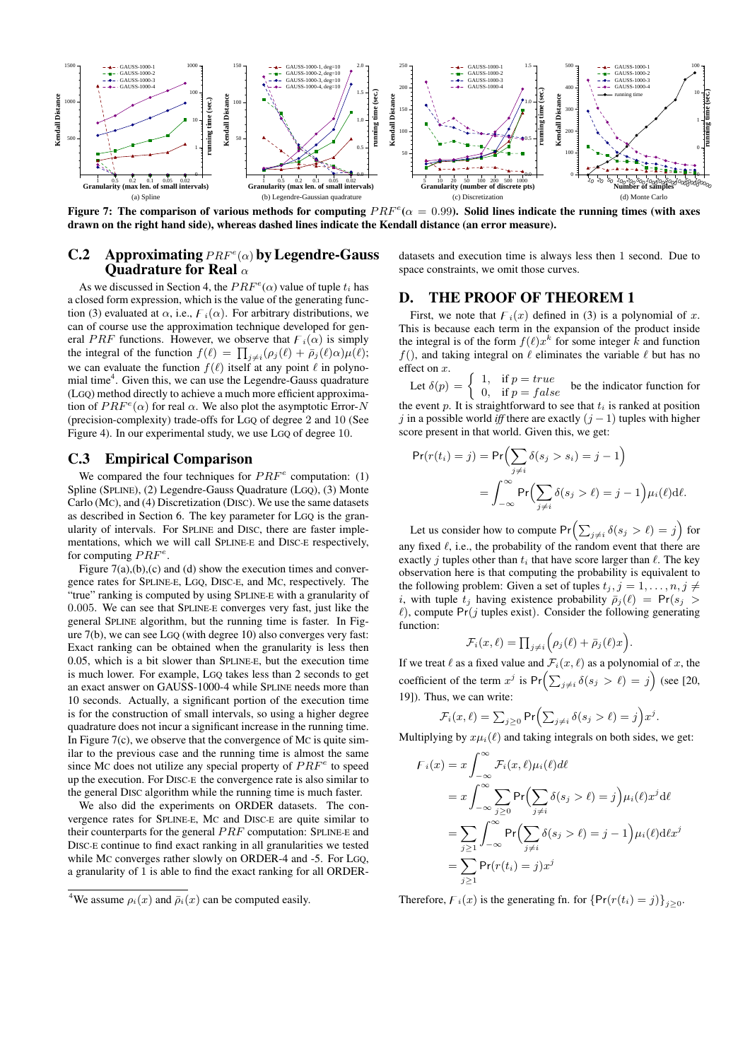Figure 7: The comparison of various methods for computing $PRF^e(\alpha = 0.99)$. Solid lines indicate the running times (with axes drawn on the right hand side), whereas dashed lines indicate the Kendall distance (an error measure).

(a) Spline (b) Legendre-Gaussian quadrature (c) Discretization (d) Monte Carlo

## C.2 Approximating $PRF^e(\alpha)$ by Legendre-Gauss Quadrature for Real $\alpha$

As we discussed in Section 4, the $PRF^e(\alpha)$ value of tuple $t_i$ has a closed form expression, which is the value of the generating function (3) evaluated at $\alpha$, i.e., $\digamma_i(\alpha)$. For arbitrary distributions, we can of course use the approximation technique developed for general $PRF$ functions. However, we observe that $\digamma_i(\alpha)$ is simply the integral of the function $f(\ell) = \prod_{j \neq i}(\rho_j(\ell) + \bar{\rho}_j(\ell)\alpha)\mu(\ell)$; we can evaluate the function $f(\ell)$ itself at any point $\ell$ in polynomial time[4]. Given this, we can use the Legendre-Gauss quadrature (LGQ) method directly to achieve a much more efficient approximation of $PRF^e(\alpha)$ for real $\alpha$. We also plot the asymptotic Error-$N$ (precision-complexity) trade-offs for LGQ of degree 2 and 10 (See Figure 4). In our experimental study, we use LGQ of degree 10.

## C.3 Empirical Comparison

We compared the four techniques for $PRF^e$ computation: (1) Spline (SPLINE), (2) Legendre-Gauss Quadrature (LGQ), (3) Monte Carlo (MC), and (4) Discretization (DISC). We use the same datasets as described in Section 6. The key parameter for LGQ is the granularity of intervals. For SPLINE and DISC, there are faster implementations, which we will call SPLINE-E and DISC-E respectively, for computing $PRF^e$.

Figure 7(a),(b),(c) and (d) show the execution times and convergence rates for SPLINE-E, LGQ, DISC-E, and MC, respectively. The "true" ranking is computed by using SPLINE-E with a granularity of 0.005. We can see that SPLINE-E converges very fast, just like the general SPLINE algorithm, but the running time is faster. In Figure 7(b), we can see LGQ (with degree 10) also converges very fast: Exact ranking can be obtained when the granularity is less then 0.05, which is a bit slower than SPLINE-E, but the execution time is much lower. For example, LGQ takes less than 2 seconds to get an exact answer on GAUSS-1000-4 while SPLINE needs more than 10 seconds. Actually, a significant portion of the execution time is for the construction of small intervals, so using a higher degree quadrature does not incur a significant increase in the running time. In Figure 7(c), we observe that the convergence of MC is quite similar to the previous case and the running time is almost the same since MC does not utilize any special property of $PRF^e$ to speed up the execution. For DISC-E the convergence rate is also similar to the general DISC algorithm while the running time is much faster.

We also did the experiments on ORDER datasets. The convergence rates for SPLINE-E, MC and DISC-E are quite similar to their counterparts for the general $PRF$ computation: SPLINE-E and DISC-E continue to find exact ranking in all granularities we tested while MC converges rather slowly on ORDER-4 and -5. For LGQ, a granularity of 1 is able to find the exact ranking for all ORDER-datasets and execution time is always less then 1 second. Due to space constraints, we omit those curves.

[4] We assume $\rho_i(x)$ and $\bar{\rho}_i(x)$ can be computed easily.

# D. THE PROOF OF THEOREM 1

First, we note that $\digamma_i(x)$ defined in (3) is a polynomial of $x$. This is because each term in the expansion of the product inside the integral is of the form $f(\ell)x^k$ for some integer $k$ and function $f()$, and taking integral on $\ell$ eliminates the variable $\ell$ but has no effect on $x$.

Let $\delta(p) = \begin{cases} 1, & \text{if } p = true \\ 0, & \text{if } p = false \end{cases}$ be the indicator function for the event $p$. It is straightforward to see that $t_i$ is ranked at position $j$ in a possible world *iff* there are exactly $(j-1)$ tuples with higher score present in that world. Given this, we get:

$$
\begin{aligned}
\Pr(r(t_i) = j) &= \Pr\Big(\sum_{j \neq i} \delta(s_j > s_i) = j - 1\Big) \\
&= \int_{-\infty}^{\infty} \Pr\Big(\sum_{j \neq i} \delta(s_j > \ell) = j - 1\Big)\mu_i(\ell)\mathrm{d}\ell.
\end{aligned}
$$

Let us consider how to compute $\Pr\Big(\sum_{j \neq i} \delta(s_j > \ell) = j\Big)$ for any fixed $\ell$, i.e., the probability of the random event that there are exactly $j$ tuples other than $t_i$ that have score larger than $\ell$. The key observation here is that computing the probability is equivalent to the following problem: Given a set of tuples $t_j, j = 1, \ldots, n, j \neq i$, with tuple $t_j$ having existence probability $\bar{\rho}_j(\ell) = \Pr(s_j > \ell)$, compute $\Pr(j \text{ tuples exist})$. Consider the following generating function:

$$
\mathcal{F}_i(x, \ell) = \prod_{j \neq i}\Big(\rho_j(\ell) + \bar{\rho}_j(\ell)x\Big).
$$

If we treat $\ell$ as a fixed value and $\mathcal{F}_i(x, \ell)$ as a polynomial of $x$, the coefficient of the term $x^j$ is $\Pr\Big(\sum_{j \neq i} \delta(s_j > \ell) = j\Big)$ (see [20, 19]). Thus, we can write:

$$
\mathcal{F}_i(x, \ell) = \sum_{j \geq 0} \Pr\Big(\sum_{j \neq i} \delta(s_j > \ell) = j\Big)x^j.
$$

Multiplying by $x\mu_i(\ell)$ and taking integrals on both sides, we get:

$$
\begin{aligned}
\digamma_i(x) &= x\int_{-\infty}^{\infty} \mathcal{F}_i(x, \ell)\mu_i(\ell)d\ell \\
&= x\int_{-\infty}^{\infty} \sum_{j \geq 0} \Pr\Big(\sum_{j \neq i} \delta(s_j > \ell) = j\Big)\mu_i(\ell)x^j \mathrm{d}\ell \\
&= \sum_{j \geq 1} \int_{-\infty}^{\infty} \Pr\Big(\sum_{j \neq i} \delta(s_j > \ell) = j - 1\Big)\mu_i(\ell)\mathrm{d}\ell x^j \\
&= \sum_{j \geq 1} \Pr(r(t_i) = j)x^j
\end{aligned}
$$

Therefore, $\digamma_i(x)$ is the generating fn. for $\{\Pr(r(t_i) = j)\}_{j \geq 0}$.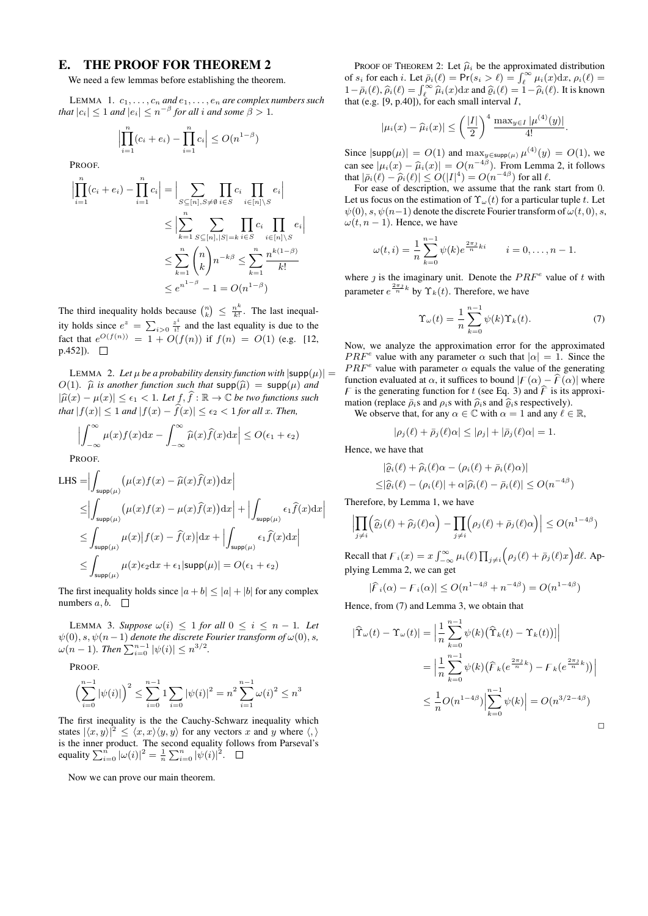## E. THE PROOF FOR THEOREM 2

We need a few lemmas before establishing the theorem.

LEMMA 1. *$c_1, \ldots, c_n$ and $e_1, \ldots, e_n$ are complex numbers such that $|c_i| \le 1$ and $|e_i| \le n^{-\beta}$ for all $i$ and some $\beta > 1$.*

$$\Big|\prod_{i=1}^{n}(c_i + e_i) - \prod_{i=1}^{n} c_i\Big| \le O(n^{1-\beta})$$

PROOF.

$$\begin{aligned}
\Big|\prod_{i=1}^{n}(c_i + e_i) - \prod_{i=1}^{n} c_i\Big| &= \Big|\sum_{S\subseteq[n], S\neq\emptyset}\prod_{i\in S} c_i \prod_{i\in[n]\setminus S} e_i\Big| \\
&\le \Big|\sum_{k=1}^{n}\sum_{S\subseteq[n],|S|=k}\prod_{i\in S} c_i \prod_{i\in[n]\setminus S} e_i\Big| \\
&\le \sum_{k=1}^{n}\binom{n}{k} n^{-k\beta} \le \sum_{k=1}^{n}\frac{n^{k(1-\beta)}}{k!} \\
&\le e^{n^{1-\beta}} - 1 = O(n^{1-\beta})
\end{aligned}$$

The third inequality holds because $\binom{n}{k} \le \frac{n^k}{k!}$. The last inequality holds since $e^z = \sum_{i>0}\frac{z^i}{i!}$ and the last equality is due to the fact that $e^{O(f(n))} = 1 + O(f(n))$ if $f(n) = O(1)$ (e.g. [12, p.452]). $\square$

LEMMA 2. *Let $\mu$ be a probability density function with $|\mathsf{supp}(\mu)| = O(1)$. $\widehat{\mu}$ is another function such that $\mathsf{supp}(\widehat{\mu}) = \mathsf{supp}(\mu)$ and $|\widehat{\mu}(x) - \mu(x)| \le \epsilon_1 < 1$. Let $f, \widehat{f} : \mathbb{R} \to \mathbb{C}$ be two functions such that $|f(x)| \le 1$ and $|f(x) - \widehat{f}(x)| \le \epsilon_2 < 1$ for all $x$. Then,*

$$\Big|\int_{-\infty}^{\infty}\mu(x)f(x)\mathrm{d}x - \int_{-\infty}^{\infty}\widehat{\mu}(x)\widehat{f}(x)\mathrm{d}x\Big| \le O(\epsilon_1 + \epsilon_2)$$

PROOF.

$$\begin{aligned}
\text{LHS} =& \Big|\int_{\mathsf{supp}(\mu)}\big(\mu(x)f(x) - \widehat{\mu}(x)\widehat{f}(x)\big)\mathrm{d}x\Big| \\
\le& \Big|\int_{\mathsf{supp}(\mu)}\big(\mu(x)f(x) - \mu(x)\widehat{f}(x)\big)\mathrm{d}x\Big| + \Big|\int_{\mathsf{supp}(\mu)}\epsilon_1\widehat{f}(x)\mathrm{d}x\Big| \\
\le& \int_{\mathsf{supp}(\mu)}\mu(x)\big|f(x) - \widehat{f}(x)\big|\mathrm{d}x + \Big|\int_{\mathsf{supp}(\mu)}\epsilon_1\widehat{f}(x)\mathrm{d}x\Big| \\
\le& \int_{\mathsf{supp}(\mu)}\mu(x)\epsilon_2\mathrm{d}x + \epsilon_1|\mathsf{supp}(\mu)| = O(\epsilon_1 + \epsilon_2)
\end{aligned}$$

The first inequality holds since $|a + b| \le |a| + |b|$ for any complex numbers $a, b$. $\square$

LEMMA 3. *Suppose $\omega(i) \le 1$ for all $0 \le i \le n-1$. Let $\psi(0), s, \psi(n-1)$ denote the discrete Fourier transform of $\omega(0), s, \omega(n-1)$. Then $\sum_{i=0}^{n-1}|\psi(i)| \le n^{3/2}$.*

PROOF.

$$\Big(\sum_{i=0}^{n-1}|\psi(i)|\Big)^2 \le \sum_{i=0}^{n-1}1\sum_{i=0}|\psi(i)|^2 = n^2\sum_{i=1}^{n-1}\omega(i)^2 \le n^3$$

The first inequality is the the Cauchy-Schwarz inequality which states $|\langle x, y\rangle|^2 \le \langle x, x\rangle\langle y, y\rangle$ for any vectors $x$ and $y$ where $\langle,\rangle$ is the inner product. The second equality follows from Parseval's equality $\sum_{i=0}^{n}|\omega(i)|^2 = \frac{1}{n}\sum_{i=0}^{n}|\psi(i)|^2$. $\square$

Now we can prove our main theorem.

PROOF OF THEOREM 2: Let $\widehat{\mu}_i$ be the approximated distribution of $s_i$ for each $i$. Let $\bar{\rho}_i(\ell) = \Pr(s_i > \ell) = \int_{\ell}^{\infty}\mu_i(x)\mathrm{d}x$, $\rho_i(\ell) = 1 - \bar{\rho}_i(\ell)$, $\widehat{\rho}_i(\ell) = \int_{\ell}^{\infty}\widehat{\mu}_i(x)\mathrm{d}x$ and $\widehat{\varrho}_i(\ell) = 1 - \widehat{\rho}_i(\ell)$. It is known that (e.g. [9, p.40]), for each small interval $I$,

$$|\mu_i(x) - \widehat{\mu}_i(x)| \le \left(\frac{|I|}{2}\right)^4 \frac{\max_{y\in I}|\mu^{(4)}(y)|}{4!}.$$

Since $|\mathsf{supp}(\mu)| = O(1)$ and $\max_{y\in\mathsf{supp}(\mu)}\mu^{(4)}(y) = O(1)$, we can see $|\mu_i(x) - \widehat{\mu}_i(x)| = O(n^{-4\beta})$. From Lemma 2, it follows that $|\bar{\rho}_i(\ell) - \widehat{\rho}_i(\ell)| \le O(|I|^4) = O(n^{-4\beta})$ for all $\ell$.

For ease of description, we assume that the rank start from 0. Let us focus on the estimation of $\Upsilon_\omega(t)$ for a particular tuple $t$. Let $\psi(0), s, \psi(n-1)$ denote the discrete Fourier transform of $\omega(t, 0), s, \omega(t, n-1)$. Hence, we have

$$\omega(t, i) = \frac{1}{n}\sum_{k=0}^{n-1}\psi(k)e^{\frac{2\pi\jmath}{n}ki} \qquad i = 0, \ldots, n-1.$$

where $\jmath$ is the imaginary unit. Denote the $PRF^e$ value of $t$ with parameter $e^{\frac{2\pi\jmath}{n}k}$ by $\Upsilon_k(t)$. Therefore, we have

$$\Upsilon_\omega(t) = \frac{1}{n}\sum_{k=0}^{n-1}\psi(k)\Upsilon_k(t). \tag{7}$$

Now, we analyze the approximation error for the approximated $PRF^e$ value with any parameter $\alpha$ such that $|\alpha| = 1$. Since the $PRF^e$ value with parameter $\alpha$ equals the value of the generating function evaluated at $\alpha$, it suffices to bound $|\digamma(\alpha) - \widehat{\digamma}(\alpha)|$ where $\digamma$ is the generating function for $t$ (see Eq. 3) and $\widehat{\digamma}$ is its approximation (replace $\bar{\rho}_i$s and $\rho_i$s with $\widehat{\rho}_i$s and $\widehat{\varrho}_i$s respectively).

We observe that, for any $\alpha \in \mathbb{C}$ with $\alpha = 1$ and any $\ell \in \mathbb{R}$,

$$|\rho_j(\ell) + \bar{\rho}_j(\ell)\alpha| \le |\rho_j| + |\bar{\rho}_j(\ell)\alpha| = 1.$$

Hence, we have that

$$\begin{aligned}
&|\widehat{\varrho}_i(\ell) + \widehat{\rho}_i(\ell)\alpha - (\rho_i(\ell) + \bar{\rho}_i(\ell)\alpha)| \\
\le& |\widehat{\varrho}_i(\ell) - (\rho_i(\ell)| + \alpha|\widehat{\rho}_i(\ell) - \bar{\rho}_i(\ell)| \le O(n^{-4\beta})
\end{aligned}$$

Therefore, by Lemma 1, we have

$$\Big|\prod_{j\neq i}\Big(\widehat{\varrho}_j(\ell) + \widehat{\rho}_j(\ell)\alpha\Big) - \prod_{j\neq i}\Big(\rho_j(\ell) + \bar{\rho}_j(\ell)\alpha\Big)\Big| \le O(n^{1-4\beta})$$

Recall that $\digamma_i(x) = x\int_{-\infty}^{\infty}\mu_i(\ell)\prod_{j\neq i}\Big(\rho_j(\ell) + \bar{\rho}_j(\ell)x\Big)d\ell$. Applying Lemma 2, we can get

$$|\widehat{\digamma}_i(\alpha) - \digamma_i(\alpha)| \le O(n^{1-4\beta} + n^{-4\beta}) = O(n^{1-4\beta})$$

Hence, from (7) and Lemma 3, we obtain that

$$\begin{aligned}
|\widehat{\Upsilon}_\omega(t) - \Upsilon_\omega(t)| &= \Big|\frac{1}{n}\sum_{k=0}^{n-1}\psi(k)\big(\widehat{\Upsilon}_k(t) - \Upsilon_k(t)\big)\Big| \\
&= \Big|\frac{1}{n}\sum_{k=0}^{n-1}\psi(k)\big(\widehat{\digamma}_k(e^{\frac{2\pi\jmath}{n}k}) - \digamma_k(e^{\frac{2\pi\jmath}{n}k})\big)\Big| \\
&\le \frac{1}{n}O(n^{1-4\beta})\Big|\sum_{k=0}^{n-1}\psi(k)\Big| = O(n^{3/2-4\beta})
\end{aligned}$$

$\square$